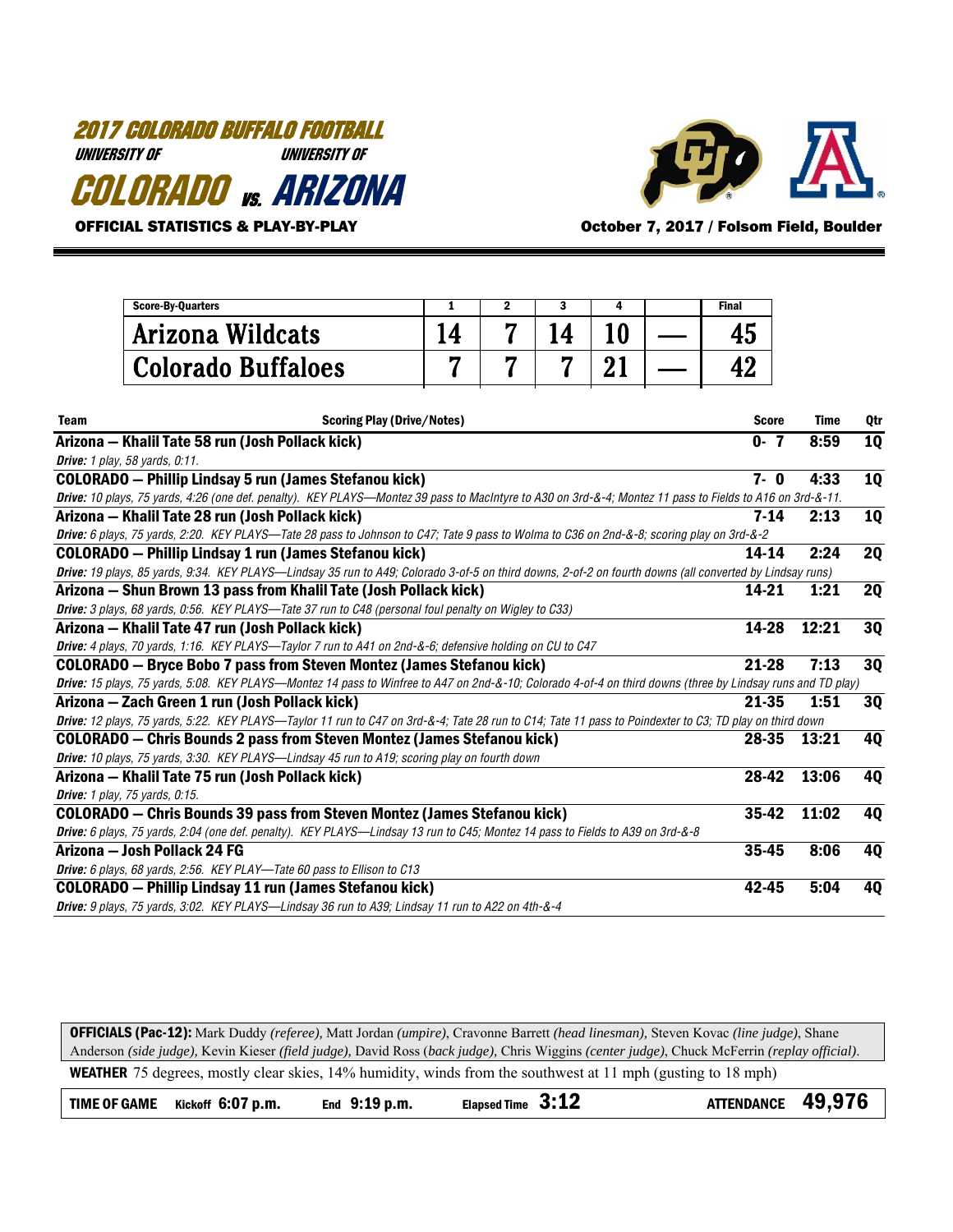# 2017 COLORADO BUFFALO FOOTBALL

UNIVERSITY OF COLORADO vs. UNIVERSITY OF ARIZONA

**OFFICIAL STATISTICS & PLAY-BY-PLAY**

**October 7, 2017 / Folsom Field, Boulder**

| Score-By-Quarters | 1 | 2 | 3 | 4 | | Final |
|---|---|---|---|---|---|---|
| Arizona Wildcats | 14 | 7 | 14 | 10 | — | 45 |
| Colorado Buffaloes | 7 | 7 | 7 | 21 | — | 42 |

| Team / Scoring Play (Drive/Notes) | Score | Time | Qtr |
|---|---|---|---|
| **Arizona — Khalil Tate 58 run (Josh Pollack kick)** | 0- 7 | 8:59 | 1Q |
| *Drive: 1 play, 58 yards, 0:11.* | | | |
| **COLORADO — Phillip Lindsay 5 run (James Stefanou kick)** | 7- 0 | 4:33 | 1Q |
| *Drive: 10 plays, 75 yards, 4:26 (one def. penalty). KEY PLAYS—Montez 39 pass to MacIntyre to A30 on 3rd-&-4; Montez 11 pass to Fields to A16 on 3rd-&-11.* | | | |
| **Arizona — Khalil Tate 28 run (Josh Pollack kick)** | 7-14 | 2:13 | 1Q |
| *Drive: 6 plays, 75 yards, 2:20. KEY PLAYS—Tate 28 pass to Johnson to C47; Tate 9 pass to Wolma to C36 on 2nd-&-8; scoring play on 3rd-&-2* | | | |
| **COLORADO — Phillip Lindsay 1 run (James Stefanou kick)** | 14-14 | 2:24 | 2Q |
| *Drive: 19 plays, 85 yards, 9:34. KEY PLAYS—Lindsay 35 run to A49; Colorado 3-of-5 on third downs, 2-of-2 on fourth downs (all converted by Lindsay runs)* | | | |
| **Arizona — Shun Brown 13 pass from Khalil Tate (Josh Pollack kick)** | 14-21 | 1:21 | 2Q |
| *Drive: 3 plays, 68 yards, 0:56. KEY PLAYS—Tate 37 run to C48 (personal foul penalty on Wigley to C33)* | | | |
| **Arizona — Khalil Tate 47 run (Josh Pollack kick)** | 14-28 | 12:21 | 3Q |
| *Drive: 4 plays, 70 yards, 1:16. KEY PLAYS—Taylor 7 run to A41 on 2nd-&-6; defensive holding on CU to C47* | | | |
| **COLORADO — Bryce Bobo 7 pass from Steven Montez (James Stefanou kick)** | 21-28 | 7:13 | 3Q |
| *Drive: 15 plays, 75 yards, 5:08. KEY PLAYS—Montez 14 pass to Winfree to A47 on 2nd-&-10; Colorado 4-of-4 on third downs (three by Lindsay runs and TD play)* | | | |
| **Arizona — Zach Green 1 run (Josh Pollack kick)** | 21-35 | 1:51 | 3Q |
| *Drive: 12 plays, 75 yards, 5:22. KEY PLAYS—Taylor 11 run to C47 on 3rd-&-4; Tate 28 run to C14; Tate 11 pass to Poindexter to C3; TD play on third down* | | | |
| **COLORADO — Chris Bounds 2 pass from Steven Montez (James Stefanou kick)** | 28-35 | 13:21 | 4Q |
| *Drive: 10 plays, 75 yards, 3:30. KEY PLAYS—Lindsay 45 run to A19; scoring play on fourth down* | | | |
| **Arizona — Khalil Tate 75 run (Josh Pollack kick)** | 28-42 | 13:06 | 4Q |
| *Drive: 1 play, 75 yards, 0:15.* | | | |
| **COLORADO — Chris Bounds 39 pass from Steven Montez (James Stefanou kick)** | 35-42 | 11:02 | 4Q |
| *Drive: 6 plays, 75 yards, 2:04 (one def. penalty). KEY PLAYS—Lindsay 13 run to C45; Montez 14 pass to Fields to A39 on 3rd-&-8* | | | |
| **Arizona — Josh Pollack 24 FG** | 35-45 | 8:06 | 4Q |
| *Drive: 6 plays, 68 yards, 2:56. KEY PLAY—Tate 60 pass to Ellison to C13* | | | |
| **COLORADO — Phillip Lindsay 11 run (James Stefanou kick)** | 42-45 | 5:04 | 4Q |
| *Drive: 9 plays, 75 yards, 3:02. KEY PLAYS—Lindsay 36 run to A39; Lindsay 11 run to A22 on 4th-&-4* | | | |

**OFFICIALS (Pac-12):** Mark Duddy *(referee)*, Matt Jordan *(umpire)*, Cravonne Barrett *(head linesman)*, Steven Kovac *(line judge)*, Shane Anderson *(side judge)*, Kevin Kieser *(field judge)*, David Ross *(back judge)*, Chris Wiggins *(center judge)*, Chuck McFerrin *(replay official)*.

**WEATHER** 75 degrees, mostly clear skies, 14% humidity, winds from the southwest at 11 mph (gusting to 18 mph)

**TIME OF GAME** Kickoff **6:07 p.m.** End **9:19 p.m.** Elapsed Time **3:12** **ATTENDANCE 49,976**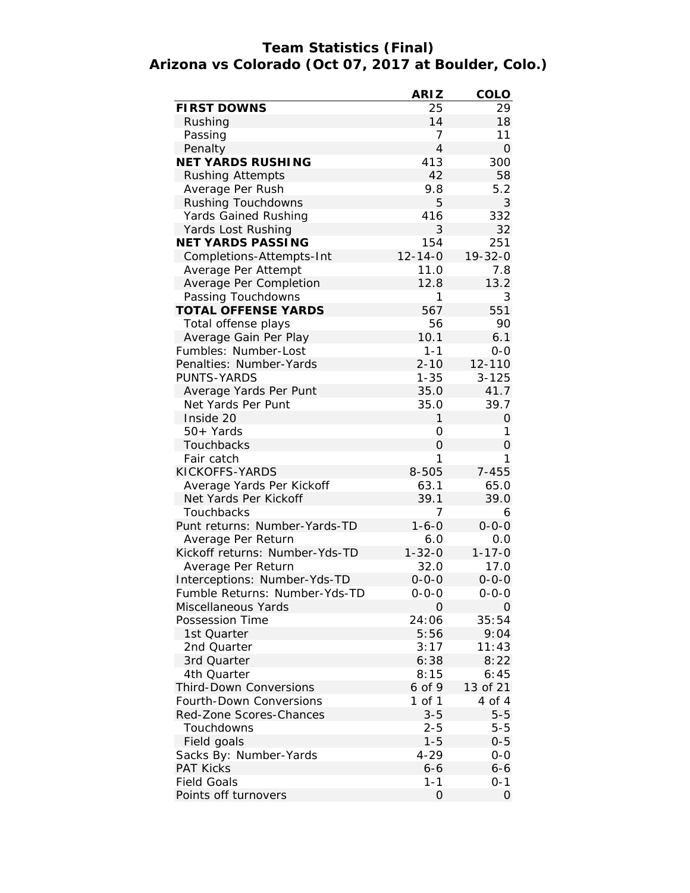# Team Statistics (Final)
## Arizona vs Colorado (Oct 07, 2017 at Boulder, Colo.)

| | ARIZ | COLO |
|---|---|---|
| **FIRST DOWNS** | 25 | 29 |
| Rushing | 14 | 18 |
| Passing | 7 | 11 |
| Penalty | 4 | 0 |
| **NET YARDS RUSHING** | 413 | 300 |
| Rushing Attempts | 42 | 58 |
| Average Per Rush | 9.8 | 5.2 |
| Rushing Touchdowns | 5 | 3 |
| Yards Gained Rushing | 416 | 332 |
| Yards Lost Rushing | 3 | 32 |
| **NET YARDS PASSING** | 154 | 251 |
| Completions-Attempts-Int | 12-14-0 | 19-32-0 |
| Average Per Attempt | 11.0 | 7.8 |
| Average Per Completion | 12.8 | 13.2 |
| Passing Touchdowns | 1 | 3 |
| **TOTAL OFFENSE YARDS** | 567 | 551 |
| Total offense plays | 56 | 90 |
| Average Gain Per Play | 10.1 | 6.1 |
| Fumbles: Number-Lost | 1-1 | 0-0 |
| Penalties: Number-Yards | 2-10 | 12-110 |
| PUNTS-YARDS | 1-35 | 3-125 |
| Average Yards Per Punt | 35.0 | 41.7 |
| Net Yards Per Punt | 35.0 | 39.7 |
| Inside 20 | 1 | 0 |
| 50+ Yards | 0 | 1 |
| Touchbacks | 0 | 0 |
| Fair catch | 1 | 1 |
| KICKOFFS-YARDS | 8-505 | 7-455 |
| Average Yards Per Kickoff | 63.1 | 65.0 |
| Net Yards Per Kickoff | 39.1 | 39.0 |
| Touchbacks | 7 | 6 |
| Punt returns: Number-Yards-TD | 1-6-0 | 0-0-0 |
| Average Per Return | 6.0 | 0.0 |
| Kickoff returns: Number-Yds-TD | 1-32-0 | 1-17-0 |
| Average Per Return | 32.0 | 17.0 |
| Interceptions: Number-Yds-TD | 0-0-0 | 0-0-0 |
| Fumble Returns: Number-Yds-TD | 0-0-0 | 0-0-0 |
| Miscellaneous Yards | 0 | 0 |
| Possession Time | 24:06 | 35:54 |
| 1st Quarter | 5:56 | 9:04 |
| 2nd Quarter | 3:17 | 11:43 |
| 3rd Quarter | 6:38 | 8:22 |
| 4th Quarter | 8:15 | 6:45 |
| Third-Down Conversions | 6 of 9 | 13 of 21 |
| Fourth-Down Conversions | 1 of 1 | 4 of 4 |
| Red-Zone Scores-Chances | 3-5 | 5-5 |
| Touchdowns | 2-5 | 5-5 |
| Field goals | 1-5 | 0-5 |
| Sacks By: Number-Yards | 4-29 | 0-0 |
| PAT Kicks | 6-6 | 6-6 |
| Field Goals | 1-1 | 0-1 |
| Points off turnovers | 0 | 0 |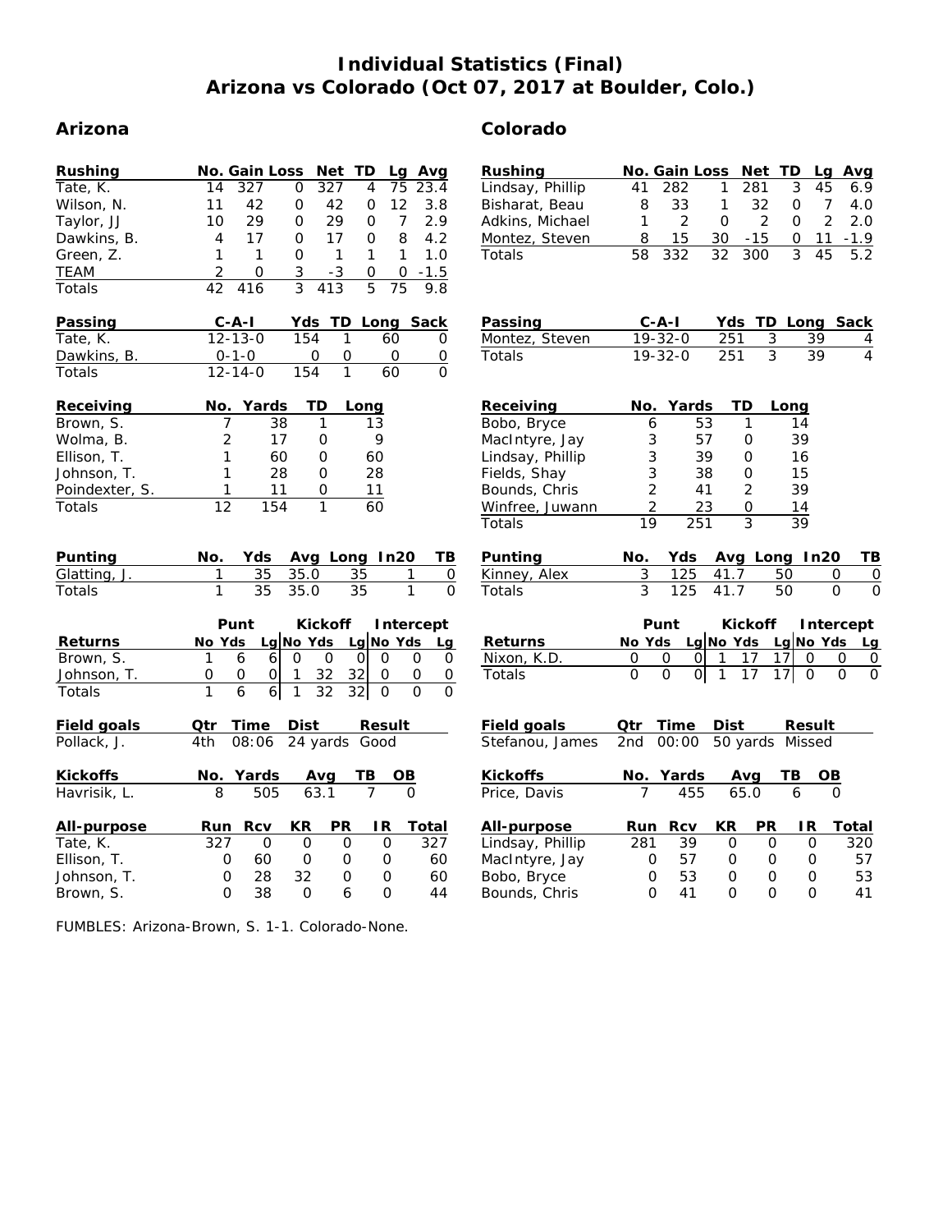# Individual Statistics (Final)
# Arizona vs Colorado (Oct 07, 2017 at Boulder, Colo.)

## Arizona

| Rushing | No. | Gain | Loss | Net | TD | Lg | Avg |
|---|---|---|---|---|---|---|---|
| Tate, K. | 14 | 327 | 0 | 327 | 4 | 75 | 23.4 |
| Wilson, N. | 11 | 42 | 0 | 42 | 0 | 12 | 3.8 |
| Taylor, JJ | 10 | 29 | 0 | 29 | 0 | 7 | 2.9 |
| Dawkins, B. | 4 | 17 | 0 | 17 | 0 | 8 | 4.2 |
| Green, Z. | 1 | 1 | 0 | 1 | 1 | 1 | 1.0 |
| TEAM | 2 | 0 | 3 | -3 | 0 | 0 | -1.5 |
| Totals | 42 | 416 | 3 | 413 | 5 | 75 | 9.8 |

| Passing | C-A-I | Yds | TD | Long | Sack |
|---|---|---|---|---|---|
| Tate, K. | 12-13-0 | 154 | 1 | 60 | 0 |
| Dawkins, B. | 0-1-0 | 0 | 0 | 0 | 0 |
| Totals | 12-14-0 | 154 | 1 | 60 | 0 |

| Receiving | No. | Yards | TD | Long |
|---|---|---|---|---|
| Brown, S. | 7 | 38 | 1 | 13 |
| Wolma, B. | 2 | 17 | 0 | 9 |
| Ellison, T. | 1 | 60 | 0 | 60 |
| Johnson, T. | 1 | 28 | 0 | 28 |
| Poindexter, S. | 1 | 11 | 0 | 11 |
| Totals | 12 | 154 | 1 | 60 |

| Punting | No. | Yds | Avg | Long | In20 | TB |
|---|---|---|---|---|---|---|
| Glatting, J. | 1 | 35 | 35.0 | 35 | 1 | 0 |
| Totals | 1 | 35 | 35.0 | 35 | 1 | 0 |

| | Punt | | | Kickoff | | | Intercept | | |
|---|---|---|---|---|---|---|---|---|---|
| Returns | No | Yds | Lg | No | Yds | Lg | No | Yds | Lg |
| Brown, S. | 1 | 6 | 6 | 0 | 0 | 0 | 0 | 0 | 0 |
| Johnson, T. | 0 | 0 | 0 | 1 | 32 | 32 | 0 | 0 | 0 |
| Totals | 1 | 6 | 6 | 1 | 32 | 32 | 0 | 0 | 0 |

| Field goals | Qtr | Time | Dist | Result |
|---|---|---|---|---|
| Pollack, J. | 4th | 08:06 | 24 yards | Good |

| Kickoffs | No. | Yards | Avg | TB | OB |
|---|---|---|---|---|---|
| Havrisik, L. | 8 | 505 | 63.1 | 7 | 0 |

| All-purpose | Run | Rcv | KR | PR | IR | Total |
|---|---|---|---|---|---|---|
| Tate, K. | 327 | 0 | 0 | 0 | 0 | 327 |
| Ellison, T. | 0 | 60 | 0 | 0 | 0 | 60 |
| Johnson, T. | 0 | 28 | 32 | 0 | 0 | 60 |
| Brown, S. | 0 | 38 | 0 | 6 | 0 | 44 |

## Colorado

| Rushing | No. | Gain | Loss | Net | TD | Lg | Avg |
|---|---|---|---|---|---|---|---|
| Lindsay, Phillip | 41 | 282 | 1 | 281 | 3 | 45 | 6.9 |
| Bisharat, Beau | 8 | 33 | 1 | 32 | 0 | 7 | 4.0 |
| Adkins, Michael | 1 | 2 | 0 | 2 | 0 | 2 | 2.0 |
| Montez, Steven | 8 | 15 | 30 | -15 | 0 | 11 | -1.9 |
| Totals | 58 | 332 | 32 | 300 | 3 | 45 | 5.2 |

| Passing | C-A-I | Yds | TD | Long | Sack |
|---|---|---|---|---|---|
| Montez, Steven | 19-32-0 | 251 | 3 | 39 | 4 |
| Totals | 19-32-0 | 251 | 3 | 39 | 4 |

| Receiving | No. | Yards | TD | Long |
|---|---|---|---|---|
| Bobo, Bryce | 6 | 53 | 1 | 14 |
| MacIntyre, Jay | 3 | 57 | 0 | 39 |
| Lindsay, Phillip | 3 | 39 | 0 | 16 |
| Fields, Shay | 3 | 38 | 0 | 15 |
| Bounds, Chris | 2 | 41 | 2 | 39 |
| Winfree, Juwann | 2 | 23 | 0 | 14 |
| Totals | 19 | 251 | 3 | 39 |

| Punting | No. | Yds | Avg | Long | In20 | TB |
|---|---|---|---|---|---|---|
| Kinney, Alex | 3 | 125 | 41.7 | 50 | 0 | 0 |
| Totals | 3 | 125 | 41.7 | 50 | 0 | 0 |

| | Punt | | | Kickoff | | | Intercept | | |
|---|---|---|---|---|---|---|---|---|---|
| Returns | No | Yds | Lg | No | Yds | Lg | No | Yds | Lg |
| Nixon, K.D. | 0 | 0 | 0 | 1 | 17 | 17 | 0 | 0 | 0 |
| Totals | 0 | 0 | 0 | 1 | 17 | 17 | 0 | 0 | 0 |

| Field goals | Qtr | Time | Dist | Result |
|---|---|---|---|---|
| Stefanou, James | 2nd | 00:00 | 50 yards | Missed |

| Kickoffs | No. | Yards | Avg | TB | OB |
|---|---|---|---|---|---|
| Price, Davis | 7 | 455 | 65.0 | 6 | 0 |

| All-purpose | Run | Rcv | KR | PR | IR | Total |
|---|---|---|---|---|---|---|
| Lindsay, Phillip | 281 | 39 | 0 | 0 | 0 | 320 |
| MacIntyre, Jay | 0 | 57 | 0 | 0 | 0 | 57 |
| Bobo, Bryce | 0 | 53 | 0 | 0 | 0 | 53 |
| Bounds, Chris | 0 | 41 | 0 | 0 | 0 | 41 |

FUMBLES: Arizona-Brown, S. 1-1. Colorado-None.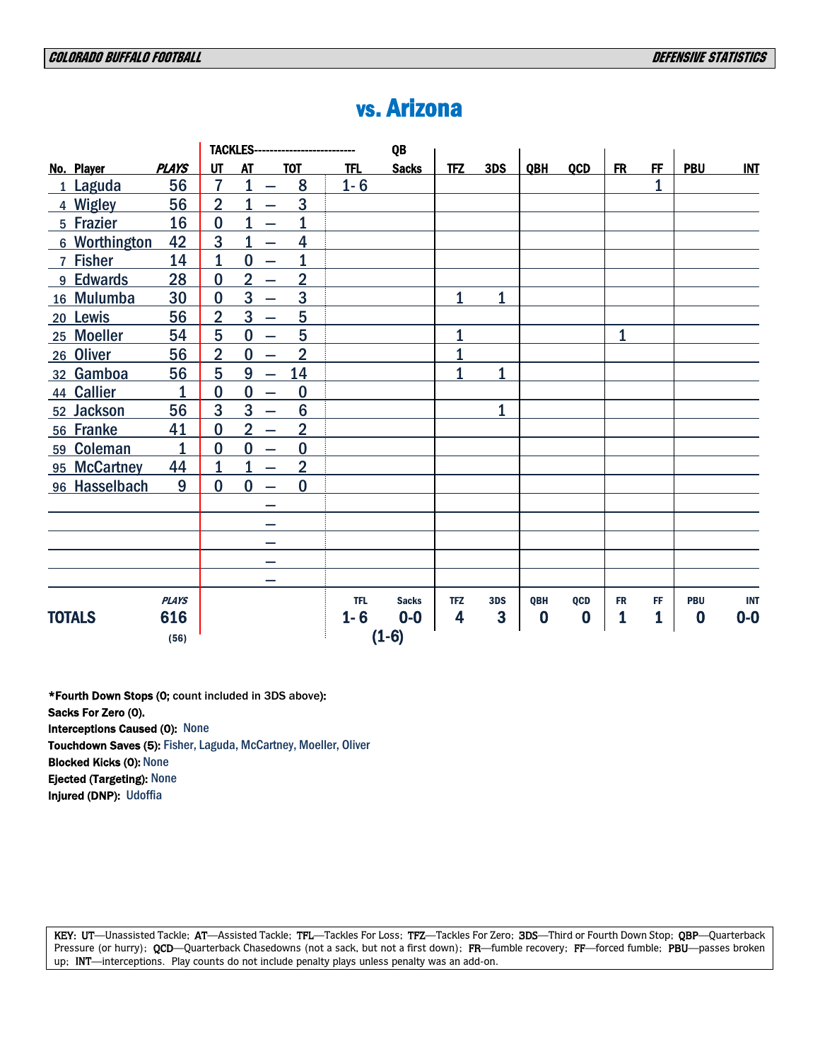# vs. Arizona

| No. | Player | PLAYS | UT | AT | TOT | TFL | QB Sacks | TFZ | 3DS | QBH | QCD | FR | FF | PBU | INT |
|---|---|---|---|---|---|---|---|---|---|---|---|---|---|---|---|
| 1 | Laguda | 56 | 7 | 1 | 8 | 1- 6 | | | | | | | 1 | | |
| 4 | Wigley | 56 | 2 | 1 | 3 | | | | | | | | | | |
| 5 | Frazier | 16 | 0 | 1 | 1 | | | | | | | | | | |
| 6 | Worthington | 42 | 3 | 1 | 4 | | | | | | | | | | |
| 7 | Fisher | 14 | 1 | 0 | 1 | | | | | | | | | | |
| 9 | Edwards | 28 | 0 | 2 | 2 | | | | | | | | | | |
| 16 | Mulumba | 30 | 0 | 3 | 3 | | | 1 | 1 | | | | | | |
| 20 | Lewis | 56 | 2 | 3 | 5 | | | | | | | | | | |
| 25 | Moeller | 54 | 5 | 0 | 5 | | | 1 | | | | 1 | | | |
| 26 | Oliver | 56 | 2 | 0 | 2 | | | 1 | | | | | | | |
| 32 | Gamboa | 56 | 5 | 9 | 14 | | | 1 | 1 | | | | | | |
| 44 | Callier | 1 | 0 | 0 | 0 | | | | | | | | | | |
| 52 | Jackson | 56 | 3 | 3 | 6 | | | | 1 | | | | | | |
| 56 | Franke | 41 | 0 | 2 | 2 | | | | | | | | | | |
| 59 | Coleman | 1 | 0 | 0 | 0 | | | | | | | | | | |
| 95 | McCartney | 44 | 1 | 1 | 2 | | | | | | | | | | |
| 96 | Hasselbach | 9 | 0 | 0 | 0 | | | | | | | | | | |
| **TOTALS** | | 616 (56) | | | | 1- 6 | 0-0 (1-6) | 4 | 3 | 0 | 0 | 1 | 1 | 0 | 0-0 |

**\*Fourth Down Stops (0;** count included in 3DS above**):**
**Sacks For Zero (0).**
**Interceptions Caused (0):** None
**Touchdown Saves (5):** Fisher, Laguda, McCartney, Moeller, Oliver
**Blocked Kicks (0):** None
**Ejected (Targeting):** None
**Injured (DNP):** Udoffia

KEY: UT—Unassisted Tackle; AT—Assisted Tackle; TFL—Tackles For Loss; TFZ—Tackles For Zero; 3DS—Third or Fourth Down Stop; QBP—Quarterback Pressure (or hurry); QCD—Quarterback Chasedowns (not a sack, but not a first down); FR—fumble recovery; FF—forced fumble; PBU—passes broken up; INT—interceptions. Play counts do not include penalty plays unless penalty was an add-on.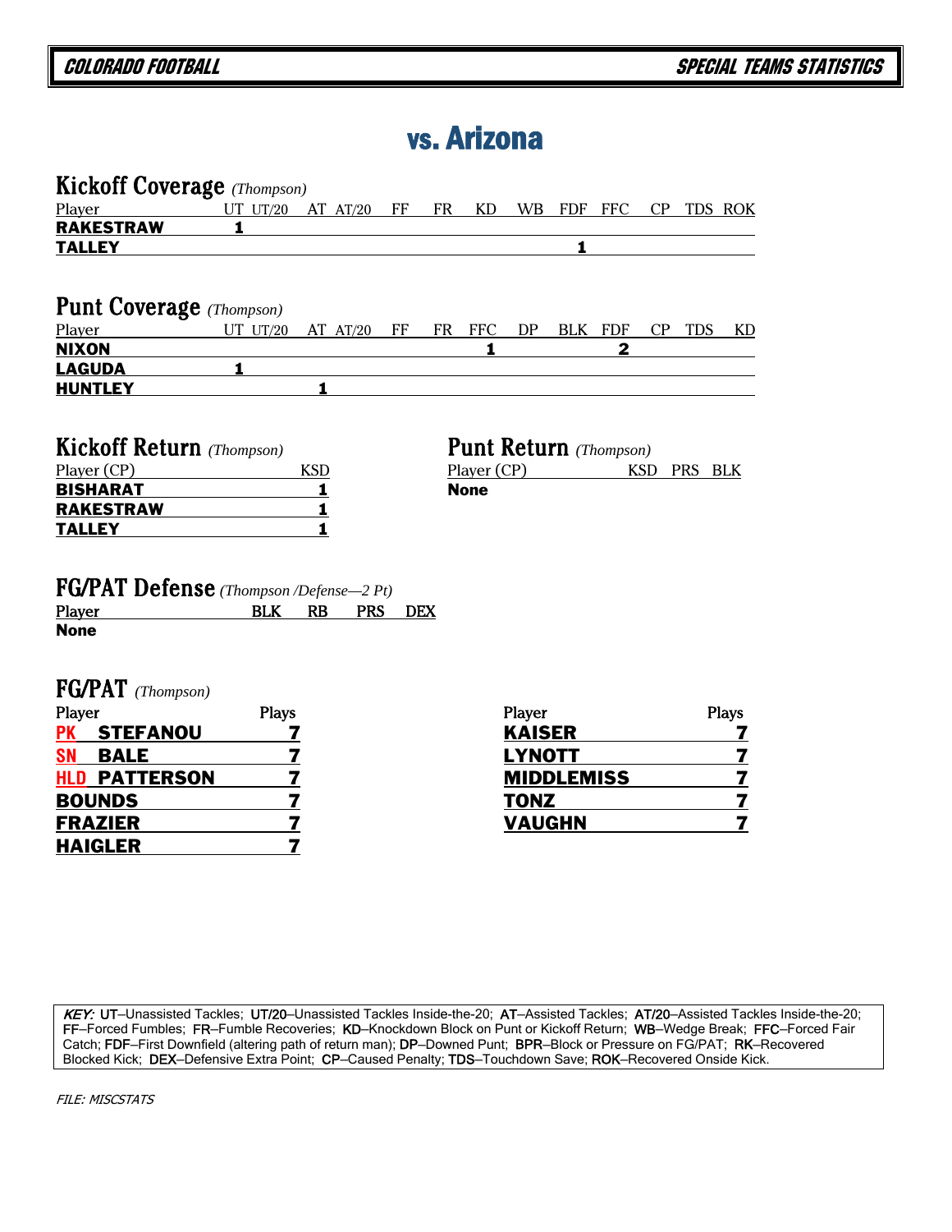# vs. Arizona

## Kickoff Coverage *(Thompson)*

| Player | UT | UT/20 | AT | AT/20 | FF | FR | KD | WB | FDF | FFC | CP | TDS | ROK |
|---|---|---|---|---|---|---|---|---|---|---|---|---|---|
| **RAKESTRAW** | 1 | | | | | | | | | | | | |
| **TALLEY** | | | | | | | | | 1 | | | | |

## Punt Coverage *(Thompson)*

| Player | UT | UT/20 | AT | AT/20 | FF | FR | FFC | DP | BLK | FDF | CP | TDS | KD |
|---|---|---|---|---|---|---|---|---|---|---|---|---|---|
| **NIXON** | | | | | | | 1 | | | 2 | | | |
| **LAGUDA** | 1 | | | | | | | | | | | | |
| **HUNTLEY** | | | 1 | | | | | | | | | | |

## Kickoff Return *(Thompson)*

| Player (CP) | KSD |
|---|---|
| **BISHARAT** | 1 |
| **RAKESTRAW** | 1 |
| **TALLEY** | 1 |

## Punt Return *(Thompson)*

| Player (CP) | KSD | PRS | BLK |
|---|---|---|---|
| **None** | | | |

## FG/PAT Defense *(Thompson /Defense—2 Pt)*

| Player | BLK | RB | PRS | DEX |
|---|---|---|---|---|
| **None** | | | | |

## FG/PAT *(Thompson)*

| Player | Plays |
|---|---|
| **PK STEFANOU** | 7 |
| **SN BALE** | 7 |
| **HLD PATTERSON** | 7 |
| **BOUNDS** | 7 |
| **FRAZIER** | 7 |
| **HAIGLER** | 7 |

| Player | Plays |
|---|---|
| **KAISER** | 7 |
| **LYNOTT** | 7 |
| **MIDDLEMISS** | 7 |
| **TONZ** | 7 |
| **VAUGHN** | 7 |

*KEY:* UT–Unassisted Tackles; UT/20–Unassisted Tackles Inside-the-20; AT–Assisted Tackles; AT/20–Assisted Tackles Inside-the-20; FF–Forced Fumbles; FR–Fumble Recoveries; KD–Knockdown Block on Punt or Kickoff Return; WB–Wedge Break; FFC–Forced Fair Catch; FDF–First Downfield (altering path of return man); DP–Downed Punt; BPR–Block or Pressure on FG/PAT; RK–Recovered Blocked Kick; DEX–Defensive Extra Point; CP–Caused Penalty; TDS–Touchdown Save; ROK–Recovered Onside Kick.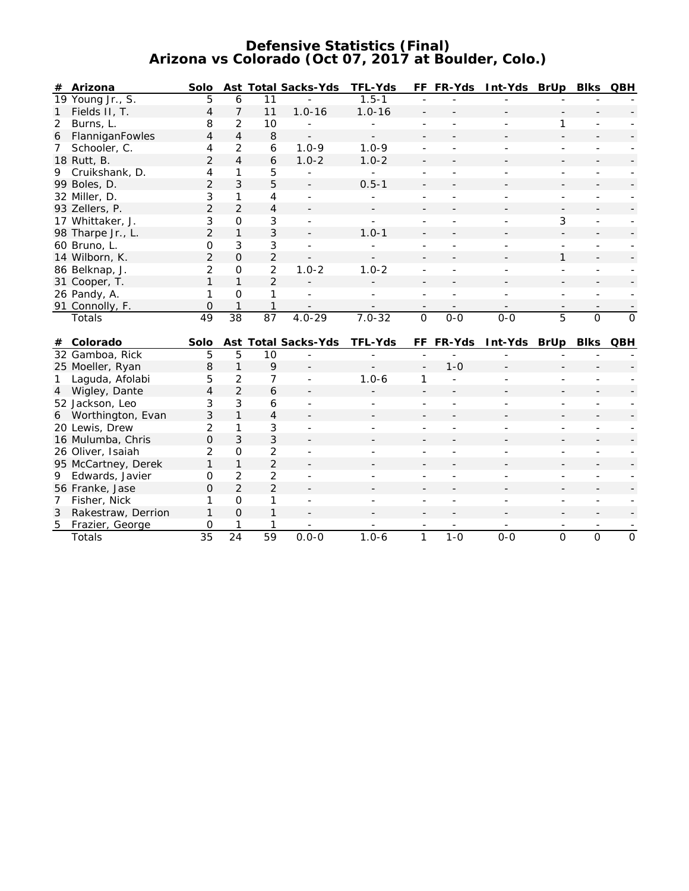# Defensive Statistics (Final)
## Arizona vs Colorado (Oct 07, 2017 at Boulder, Colo.)

| # | Arizona | Solo | Ast | Total | Sacks-Yds | TFL-Yds | FF | FR-Yds | Int-Yds | BrUp | Blks | QBH |
|---|---|---|---|---|---|---|---|---|---|---|---|---|
| 19 | Young Jr., S. | 5 | 6 | 11 | - | 1.5-1 | - | - | - | - | - | - |
| 1 | Fields II, T. | 4 | 7 | 11 | 1.0-16 | 1.0-16 | - | - | - | - | - | - |
| 2 | Burns, L. | 8 | 2 | 10 | - | - | - | - | - | 1 | - | - |
| 6 | FlanniganFowles | 4 | 4 | 8 | - | - | - | - | - | - | - | - |
| 7 | Schooler, C. | 4 | 2 | 6 | 1.0-9 | 1.0-9 | - | - | - | - | - | - |
| 18 | Rutt, B. | 2 | 4 | 6 | 1.0-2 | 1.0-2 | - | - | - | - | - | - |
| 9 | Cruikshank, D. | 4 | 1 | 5 | - | - | - | - | - | - | - | - |
| 99 | Boles, D. | 2 | 3 | 5 | - | 0.5-1 | - | - | - | - | - | - |
| 32 | Miller, D. | 3 | 1 | 4 | - | - | - | - | - | - | - | - |
| 93 | Zellers, P. | 2 | 2 | 4 | - | - | - | - | - | - | - | - |
| 17 | Whittaker, J. | 3 | 0 | 3 | - | - | - | - | - | 3 | - | - |
| 98 | Tharpe Jr., L. | 2 | 1 | 3 | - | 1.0-1 | - | - | - | - | - | - |
| 60 | Bruno, L. | 0 | 3 | 3 | - | - | - | - | - | - | - | - |
| 14 | Wilborn, K. | 2 | 0 | 2 | - | - | - | - | - | 1 | - | - |
| 86 | Belknap, J. | 2 | 0 | 2 | 1.0-2 | 1.0-2 | - | - | - | - | - | - |
| 31 | Cooper, T. | 1 | 1 | 2 | - | - | - | - | - | - | - | - |
| 26 | Pandy, A. | 1 | 0 | 1 | - | - | - | - | - | - | - | - |
| 91 | Connolly, F. | 0 | 1 | 1 | - | - | - | - | - | - | - | - |
| | Totals | 49 | 38 | 87 | 4.0-29 | 7.0-32 | 0 | 0-0 | 0-0 | 5 | 0 | 0 |

| # | Colorado | Solo | Ast | Total | Sacks-Yds | TFL-Yds | FF | FR-Yds | Int-Yds | BrUp | Blks | QBH |
|---|---|---|---|---|---|---|---|---|---|---|---|---|
| 32 | Gamboa, Rick | 5 | 5 | 10 | - | - | - | - | - | - | - | - |
| 25 | Moeller, Ryan | 8 | 1 | 9 | - | - | - | 1-0 | - | - | - | - |
| 1 | Laguda, Afolabi | 5 | 2 | 7 | - | 1.0-6 | 1 | - | - | - | - | - |
| 4 | Wigley, Dante | 4 | 2 | 6 | - | - | - | - | - | - | - | - |
| 52 | Jackson, Leo | 3 | 3 | 6 | - | - | - | - | - | - | - | - |
| 6 | Worthington, Evan | 3 | 1 | 4 | - | - | - | - | - | - | - | - |
| 20 | Lewis, Drew | 2 | 1 | 3 | - | - | - | - | - | - | - | - |
| 16 | Mulumba, Chris | 0 | 3 | 3 | - | - | - | - | - | - | - | - |
| 26 | Oliver, Isaiah | 2 | 0 | 2 | - | - | - | - | - | - | - | - |
| 95 | McCartney, Derek | 1 | 1 | 2 | - | - | - | - | - | - | - | - |
| 9 | Edwards, Javier | 0 | 2 | 2 | - | - | - | - | - | - | - | - |
| 56 | Franke, Jase | 0 | 2 | 2 | - | - | - | - | - | - | - | - |
| 7 | Fisher, Nick | 1 | 0 | 1 | - | - | - | - | - | - | - | - |
| 3 | Rakestraw, Derrion | 1 | 0 | 1 | - | - | - | - | - | - | - | - |
| 5 | Frazier, George | 0 | 1 | 1 | - | - | - | - | - | - | - | - |
| | Totals | 35 | 24 | 59 | 0.0-0 | 1.0-6 | 1 | 1-0 | 0-0 | 0 | 0 | 0 |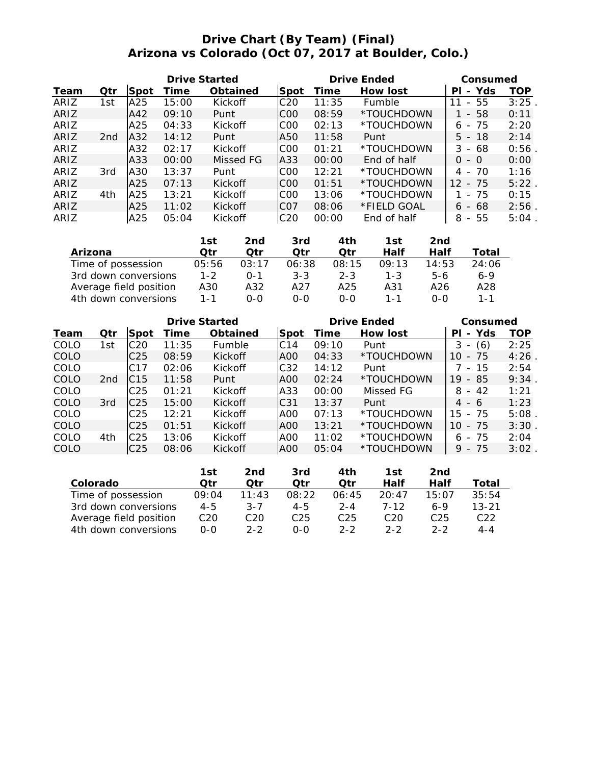# Drive Chart (By Team) (Final)
## Arizona vs Colorado (Oct 07, 2017 at Boulder, Colo.)

| | | Drive Started | | | Drive Ended | | | Consumed | |
|---|---|---|---|---|---|---|---|---|---|
| **Team** | **Qtr** | **Spot** | **Time** | **Obtained** | **Spot** | **Time** | **How lost** | **Pl - Yds** | **TOP** |
| ARIZ | 1st | A25 | 15:00 | Kickoff | C20 | 11:35 | Fumble | 11 - 55 | 3:25 . |
| ARIZ | | A42 | 09:10 | Punt | C00 | 08:59 | *TOUCHDOWN | 1 - 58 | 0:11 |
| ARIZ | | A25 | 04:33 | Kickoff | C00 | 02:13 | *TOUCHDOWN | 6 - 75 | 2:20 |
| ARIZ | 2nd | A32 | 14:12 | Punt | A50 | 11:58 | Punt | 5 - 18 | 2:14 |
| ARIZ | | A32 | 02:17 | Kickoff | C00 | 01:21 | *TOUCHDOWN | 3 - 68 | 0:56 . |
| ARIZ | | A33 | 00:00 | Missed FG | A33 | 00:00 | End of half | 0 - 0 | 0:00 |
| ARIZ | 3rd | A30 | 13:37 | Punt | C00 | 12:21 | *TOUCHDOWN | 4 - 70 | 1:16 |
| ARIZ | | A25 | 07:13 | Kickoff | C00 | 01:51 | *TOUCHDOWN | 12 - 75 | 5:22 . |
| ARIZ | 4th | A25 | 13:21 | Kickoff | C00 | 13:06 | *TOUCHDOWN | 1 - 75 | 0:15 |
| ARIZ | | A25 | 11:02 | Kickoff | C07 | 08:06 | *FIELD GOAL | 6 - 68 | 2:56 . |
| ARIZ | | A25 | 05:04 | Kickoff | C20 | 00:00 | End of half | 8 - 55 | 5:04 . |

| Arizona | 1st Qtr | 2nd Qtr | 3rd Qtr | 4th Qtr | 1st Half | 2nd Half | Total |
|---|---|---|---|---|---|---|---|
| Time of possession | 05:56 | 03:17 | 06:38 | 08:15 | 09:13 | 14:53 | 24:06 |
| 3rd down conversions | 1-2 | 0-1 | 3-3 | 2-3 | 1-3 | 5-6 | 6-9 |
| Average field position | A30 | A32 | A27 | A25 | A31 | A26 | A28 |
| 4th down conversions | 1-1 | 0-0 | 0-0 | 0-0 | 1-1 | 0-0 | 1-1 |

| | | Drive Started | | | Drive Ended | | | Consumed | |
|---|---|---|---|---|---|---|---|---|---|
| **Team** | **Qtr** | **Spot** | **Time** | **Obtained** | **Spot** | **Time** | **How lost** | **Pl - Yds** | **TOP** |
| COLO | 1st | C20 | 11:35 | Fumble | C14 | 09:10 | Punt | 3 - (6) | 2:25 |
| COLO | | C25 | 08:59 | Kickoff | A00 | 04:33 | *TOUCHDOWN | 10 - 75 | 4:26 . |
| COLO | | C17 | 02:06 | Kickoff | C32 | 14:12 | Punt | 7 - 15 | 2:54 |
| COLO | 2nd | C15 | 11:58 | Punt | A00 | 02:24 | *TOUCHDOWN | 19 - 85 | 9:34 . |
| COLO | | C25 | 01:21 | Kickoff | A33 | 00:00 | Missed FG | 8 - 42 | 1:21 |
| COLO | 3rd | C25 | 15:00 | Kickoff | C31 | 13:37 | Punt | 4 - 6 | 1:23 |
| COLO | | C25 | 12:21 | Kickoff | A00 | 07:13 | *TOUCHDOWN | 15 - 75 | 5:08 . |
| COLO | | C25 | 01:51 | Kickoff | A00 | 13:21 | *TOUCHDOWN | 10 - 75 | 3:30 . |
| COLO | 4th | C25 | 13:06 | Kickoff | A00 | 11:02 | *TOUCHDOWN | 6 - 75 | 2:04 |
| COLO | | C25 | 08:06 | Kickoff | A00 | 05:04 | *TOUCHDOWN | 9 - 75 | 3:02 . |

| Colorado | 1st Qtr | 2nd Qtr | 3rd Qtr | 4th Qtr | 1st Half | 2nd Half | Total |
|---|---|---|---|---|---|---|---|
| Time of possession | 09:04 | 11:43 | 08:22 | 06:45 | 20:47 | 15:07 | 35:54 |
| 3rd down conversions | 4-5 | 3-7 | 4-5 | 2-4 | 7-12 | 6-9 | 13-21 |
| Average field position | C20 | C20 | C25 | C25 | C20 | C25 | C22 |
| 4th down conversions | 0-0 | 2-2 | 0-0 | 2-2 | 2-2 | 2-2 | 4-4 |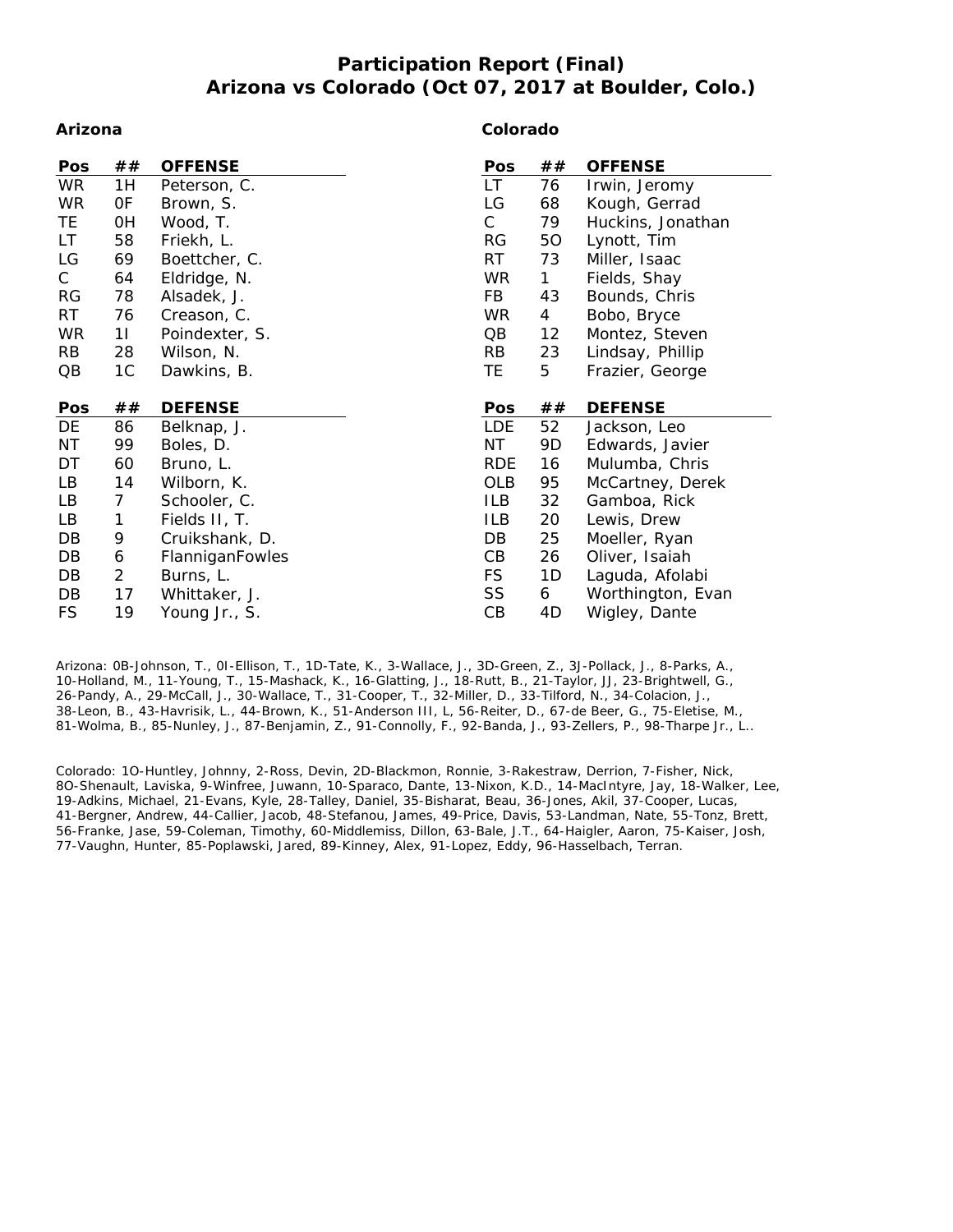# Participation Report (Final)
## Arizona vs Colorado (Oct 07, 2017 at Boulder, Colo.)

### Arizona

| Pos | ## | OFFENSE |
|---|---|---|
| WR | 1H | Peterson, C. |
| WR | 0F | Brown, S. |
| TE | 0H | Wood, T. |
| LT | 58 | Friekh, L. |
| LG | 69 | Boettcher, C. |
| C | 64 | Eldridge, N. |
| RG | 78 | Alsadek, J. |
| RT | 76 | Creason, C. |
| WR | 1I | Poindexter, S. |
| RB | 28 | Wilson, N. |
| QB | 1C | Dawkins, B. |

| Pos | ## | DEFENSE |
|---|---|---|
| DE | 86 | Belknap, J. |
| NT | 99 | Boles, D. |
| DT | 60 | Bruno, L. |
| LB | 14 | Wilborn, K. |
| LB | 7 | Schooler, C. |
| LB | 1 | Fields II, T. |
| DB | 9 | Cruikshank, D. |
| DB | 6 | FlanniganFowles |
| DB | 2 | Burns, L. |
| DB | 17 | Whittaker, J. |
| FS | 19 | Young Jr., S. |

### Colorado

| Pos | ## | OFFENSE |
|---|---|---|
| LT | 76 | Irwin, Jeromy |
| LG | 68 | Kough, Gerrad |
| C | 79 | Huckins, Jonathan |
| RG | 5O | Lynott, Tim |
| RT | 73 | Miller, Isaac |
| WR | 1 | Fields, Shay |
| FB | 43 | Bounds, Chris |
| WR | 4 | Bobo, Bryce |
| QB | 12 | Montez, Steven |
| RB | 23 | Lindsay, Phillip |
| TE | 5 | Frazier, George |

| Pos | ## | DEFENSE |
|---|---|---|
| LDE | 52 | Jackson, Leo |
| NT | 9D | Edwards, Javier |
| RDE | 16 | Mulumba, Chris |
| OLB | 95 | McCartney, Derek |
| ILB | 32 | Gamboa, Rick |
| ILB | 20 | Lewis, Drew |
| DB | 25 | Moeller, Ryan |
| CB | 26 | Oliver, Isaiah |
| FS | 1D | Laguda, Afolabi |
| SS | 6 | Worthington, Evan |
| CB | 4D | Wigley, Dante |

Arizona: 0B-Johnson, T., 0I-Ellison, T., 1D-Tate, K., 3-Wallace, J., 3D-Green, Z., 3J-Pollack, J., 8-Parks, A., 10-Holland, M., 11-Young, T., 15-Mashack, K., 16-Glatting, J., 18-Rutt, B., 21-Taylor, JJ, 23-Brightwell, G., 26-Pandy, A., 29-McCall, J., 30-Wallace, T., 31-Cooper, T., 32-Miller, D., 33-Tilford, N., 34-Colacion, J., 38-Leon, B., 43-Havrisik, L., 44-Brown, K., 51-Anderson III, L, 56-Reiter, D., 67-de Beer, G., 75-Eletise, M., 81-Wolma, B., 85-Nunley, J., 87-Benjamin, Z., 91-Connolly, F., 92-Banda, J., 93-Zellers, P., 98-Tharpe Jr., L..

Colorado: 1O-Huntley, Johnny, 2-Ross, Devin, 2D-Blackmon, Ronnie, 3-Rakestraw, Derrion, 7-Fisher, Nick, 8O-Shenault, Laviska, 9-Winfree, Juwann, 10-Sparaco, Dante, 13-Nixon, K.D., 14-MacIntyre, Jay, 18-Walker, Lee, 19-Adkins, Michael, 21-Evans, Kyle, 28-Talley, Daniel, 35-Bisharat, Beau, 36-Jones, Akil, 37-Cooper, Lucas, 41-Bergner, Andrew, 44-Callier, Jacob, 48-Stefanou, James, 49-Price, Davis, 53-Landman, Nate, 55-Tonz, Brett, 56-Franke, Jase, 59-Coleman, Timothy, 60-Middlemiss, Dillon, 63-Bale, J.T., 64-Haigler, Aaron, 75-Kaiser, Josh, 77-Vaughn, Hunter, 85-Poplawski, Jared, 89-Kinney, Alex, 91-Lopez, Eddy, 96-Hasselbach, Terran.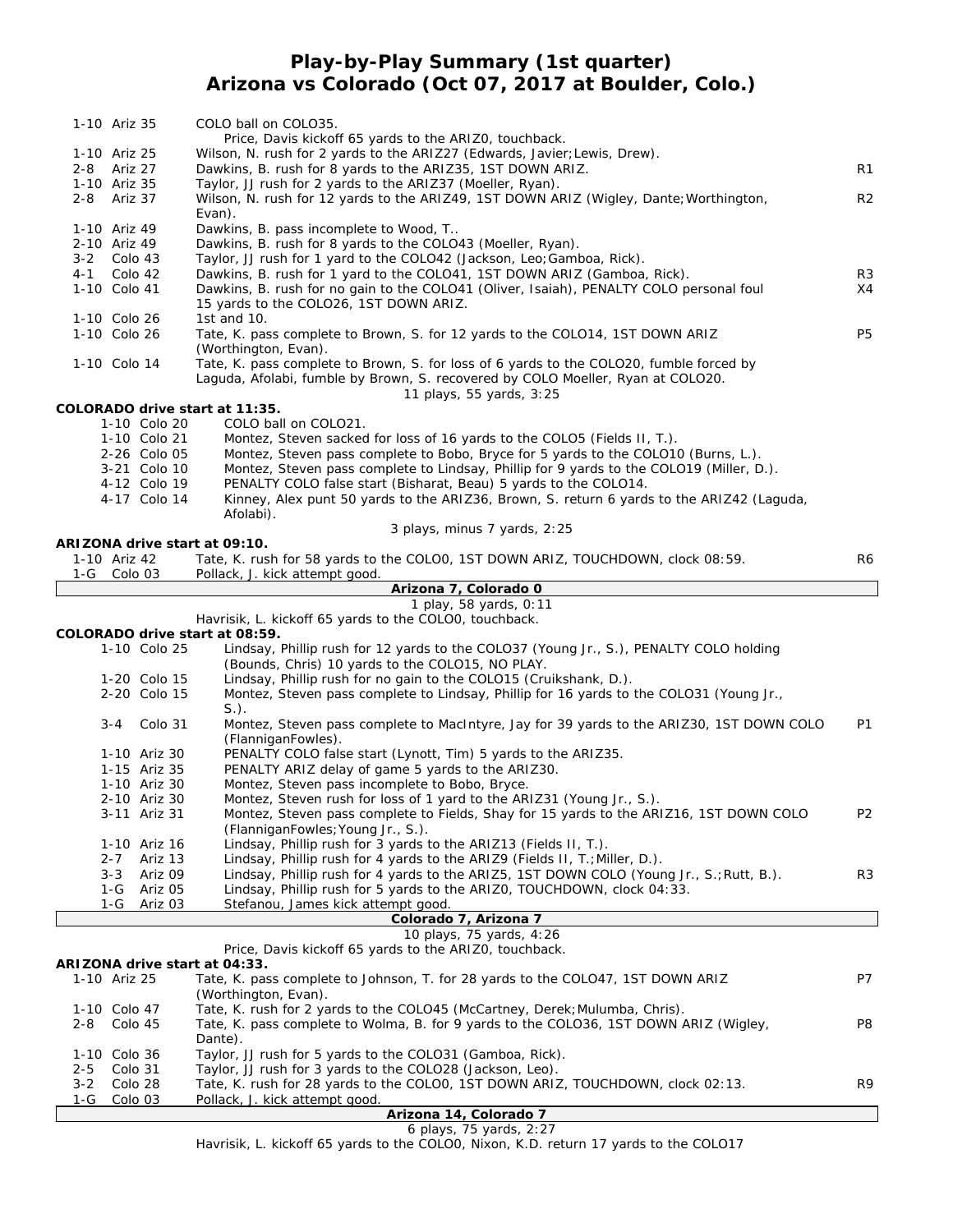# Play-by-Play Summary (1st quarter)
## Arizona vs Colorado (Oct 07, 2017 at Boulder, Colo.)

| Down | Play | |
|---|---|---|
| 1-10 Ariz 35 | COLO ball on COLO35. | |
| | Price, Davis kickoff 65 yards to the ARIZ0, touchback. | |
| 1-10 Ariz 25 | Wilson, N. rush for 2 yards to the ARIZ27 (Edwards, Javier;Lewis, Drew). | |
| 2-8 Ariz 27 | Dawkins, B. rush for 8 yards to the ARIZ35, 1ST DOWN ARIZ. | R1 |
| 1-10 Ariz 35 | Taylor, JJ rush for 2 yards to the ARIZ37 (Moeller, Ryan). | |
| 2-8 Ariz 37 | Wilson, N. rush for 12 yards to the ARIZ49, 1ST DOWN ARIZ (Wigley, Dante;Worthington, Evan). | R2 |
| 1-10 Ariz 49 | Dawkins, B. pass incomplete to Wood, T.. | |
| 2-10 Ariz 49 | Dawkins, B. rush for 8 yards to the COLO43 (Moeller, Ryan). | |
| 3-2 Colo 43 | Taylor, JJ rush for 1 yard to the COLO42 (Jackson, Leo;Gamboa, Rick). | |
| 4-1 Colo 42 | Dawkins, B. rush for 1 yard to the COLO41, 1ST DOWN ARIZ (Gamboa, Rick). | R3 |
| 1-10 Colo 41 | Dawkins, B. rush for no gain to the COLO41 (Oliver, Isaiah), PENALTY COLO personal foul 15 yards to the COLO26, 1ST DOWN ARIZ. | X4 |
| 1-10 Colo 26 | 1st and 10. | |
| 1-10 Colo 26 | Tate, K. pass complete to Brown, S. for 12 yards to the COLO14, 1ST DOWN ARIZ (Worthington, Evan). | P5 |
| 1-10 Colo 14 | Tate, K. pass complete to Brown, S. for loss of 6 yards to the COLO20, fumble forced by Laguda, Afolabi, fumble by Brown, S. recovered by COLO Moeller, Ryan at COLO20. | |
| | 11 plays, 55 yards, 3:25 | |

**COLORADO drive start at 11:35.**

| Down | Play | |
|---|---|---|
| 1-10 Colo 20 | COLO ball on COLO21. | |
| 1-10 Colo 21 | Montez, Steven sacked for loss of 16 yards to the COLO5 (Fields II, T.). | |
| 2-26 Colo 05 | Montez, Steven pass complete to Bobo, Bryce for 5 yards to the COLO10 (Burns, L.). | |
| 3-21 Colo 10 | Montez, Steven pass complete to Lindsay, Phillip for 9 yards to the COLO19 (Miller, D.). | |
| 4-12 Colo 19 | PENALTY COLO false start (Bisharat, Beau) 5 yards to the COLO14. | |
| 4-17 Colo 14 | Kinney, Alex punt 50 yards to the ARIZ36, Brown, S. return 6 yards to the ARIZ42 (Laguda, Afolabi). | |
| | 3 plays, minus 7 yards, 2:25 | |

**ARIZONA drive start at 09:10.**

| Down | Play | |
|---|---|---|
| 1-10 Ariz 42 | Tate, K. rush for 58 yards to the COLO0, 1ST DOWN ARIZ, TOUCHDOWN, clock 08:59. | R6 |
| 1-G Colo 03 | Pollack, J. kick attempt good. | |
| | **Arizona 7, Colorado 0** | |
| | 1 play, 58 yards, 0:11 | |
| | Havrisik, L. kickoff 65 yards to the COLO0, touchback. | |

**COLORADO drive start at 08:59.**

| Down | Play | |
|---|---|---|
| 1-10 Colo 25 | Lindsay, Phillip rush for 12 yards to the COLO37 (Young Jr., S.), PENALTY COLO holding (Bounds, Chris) 10 yards to the COLO15, NO PLAY. | |
| 1-20 Colo 15 | Lindsay, Phillip rush for no gain to the COLO15 (Cruikshank, D.). | |
| 2-20 Colo 15 | Montez, Steven pass complete to Lindsay, Phillip for 16 yards to the COLO31 (Young Jr., S.). | |
| 3-4 Colo 31 | Montez, Steven pass complete to MacIntyre, Jay for 39 yards to the ARIZ30, 1ST DOWN COLO (FlanniganFowles). | P1 |
| 1-10 Ariz 30 | PENALTY COLO false start (Lynott, Tim) 5 yards to the ARIZ35. | |
| 1-15 Ariz 35 | PENALTY ARIZ delay of game 5 yards to the ARIZ30. | |
| 1-10 Ariz 30 | Montez, Steven pass incomplete to Bobo, Bryce. | |
| 2-10 Ariz 30 | Montez, Steven rush for loss of 1 yard to the ARIZ31 (Young Jr., S.). | |
| 3-11 Ariz 31 | Montez, Steven pass complete to Fields, Shay for 15 yards to the ARIZ16, 1ST DOWN COLO (FlanniganFowles;Young Jr., S.). | P2 |
| 1-10 Ariz 16 | Lindsay, Phillip rush for 3 yards to the ARIZ13 (Fields II, T.). | |
| 2-7 Ariz 13 | Lindsay, Phillip rush for 4 yards to the ARIZ9 (Fields II, T.;Miller, D.). | |
| 3-3 Ariz 09 | Lindsay, Phillip rush for 4 yards to the ARIZ5, 1ST DOWN COLO (Young Jr., S.;Rutt, B.). | R3 |
| 1-G Ariz 05 | Lindsay, Phillip rush for 5 yards to the ARIZ0, TOUCHDOWN, clock 04:33. | |
| 1-G Ariz 03 | Stefanou, James kick attempt good. | |
| | **Colorado 7, Arizona 7** | |
| | 10 plays, 75 yards, 4:26 | |
| | Price, Davis kickoff 65 yards to the ARIZ0, touchback. | |

**ARIZONA drive start at 04:33.**

| Down | Play | |
|---|---|---|
| 1-10 Ariz 25 | Tate, K. pass complete to Johnson, T. for 28 yards to the COLO47, 1ST DOWN ARIZ (Worthington, Evan). | P7 |
| 1-10 Colo 47 | Tate, K. rush for 2 yards to the COLO45 (McCartney, Derek;Mulumba, Chris). | |
| 2-8 Colo 45 | Tate, K. pass complete to Wolma, B. for 9 yards to the COLO36, 1ST DOWN ARIZ (Wigley, Dante). | P8 |
| 1-10 Colo 36 | Taylor, JJ rush for 5 yards to the COLO31 (Gamboa, Rick). | |
| 2-5 Colo 31 | Taylor, JJ rush for 3 yards to the COLO28 (Jackson, Leo). | |
| 3-2 Colo 28 | Tate, K. rush for 28 yards to the COLO0, 1ST DOWN ARIZ, TOUCHDOWN, clock 02:13. | R9 |
| 1-G Colo 03 | Pollack, J. kick attempt good. | |
| | **Arizona 14, Colorado 7** | |
| | 6 plays, 75 yards, 2:27 | |
| | Havrisik, L. kickoff 65 yards to the COLO0, Nixon, K.D. return 17 yards to the COLO17 | |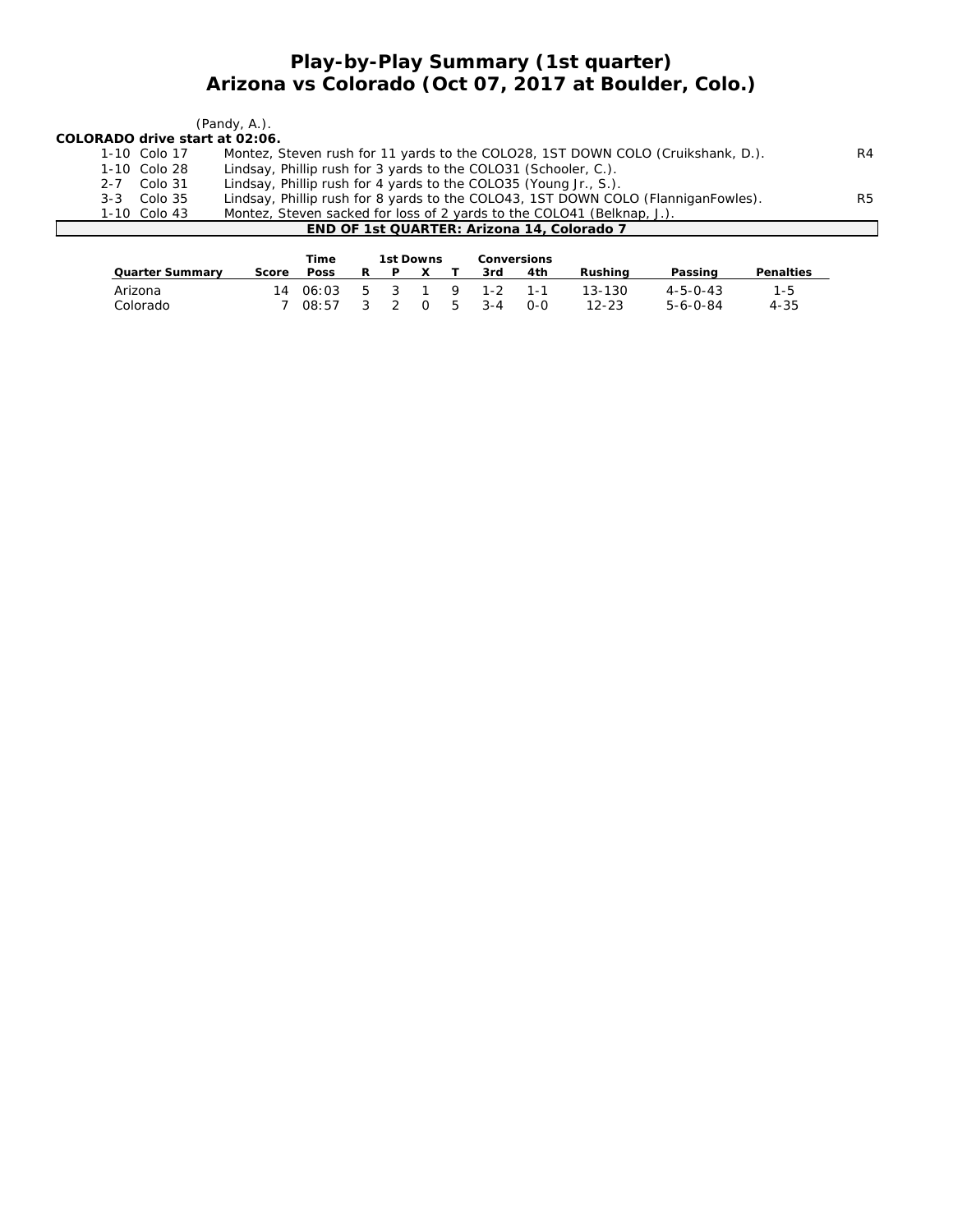# Play-by-Play Summary (1st quarter)
# Arizona vs Colorado (Oct 07, 2017 at Boulder, Colo.)

(Pandy, A.).

**COLORADO drive start at 02:06.**

| Down | Spot | Play | |
|---|---|---|---|
| 1-10 | Colo 17 | Montez, Steven rush for 11 yards to the COLO28, 1ST DOWN COLO (Cruikshank, D.). | R4 |
| 1-10 | Colo 28 | Lindsay, Phillip rush for 3 yards to the COLO31 (Schooler, C.). | |
| 2-7 | Colo 31 | Lindsay, Phillip rush for 4 yards to the COLO35 (Young Jr., S.). | |
| 3-3 | Colo 35 | Lindsay, Phillip rush for 8 yards to the COLO43, 1ST DOWN COLO (FlanniganFowles). | R5 |
| 1-10 | Colo 43 | Montez, Steven sacked for loss of 2 yards to the COLO41 (Belknap, J.). | |

**END OF 1st QUARTER: Arizona 14, Colorado 7**

| Quarter Summary | Score | Time Poss | 1st Downs R | P | X | T | Conversions 3rd | 4th | Rushing | Passing | Penalties |
|---|---|---|---|---|---|---|---|---|---|---|---|
| Arizona | 14 | 06:03 | 5 | 3 | 1 | 9 | 1-2 | 1-1 | 13-130 | 4-5-0-43 | 1-5 |
| Colorado | 7 | 08:57 | 3 | 2 | 0 | 5 | 3-4 | 0-0 | 12-23 | 5-6-0-84 | 4-35 |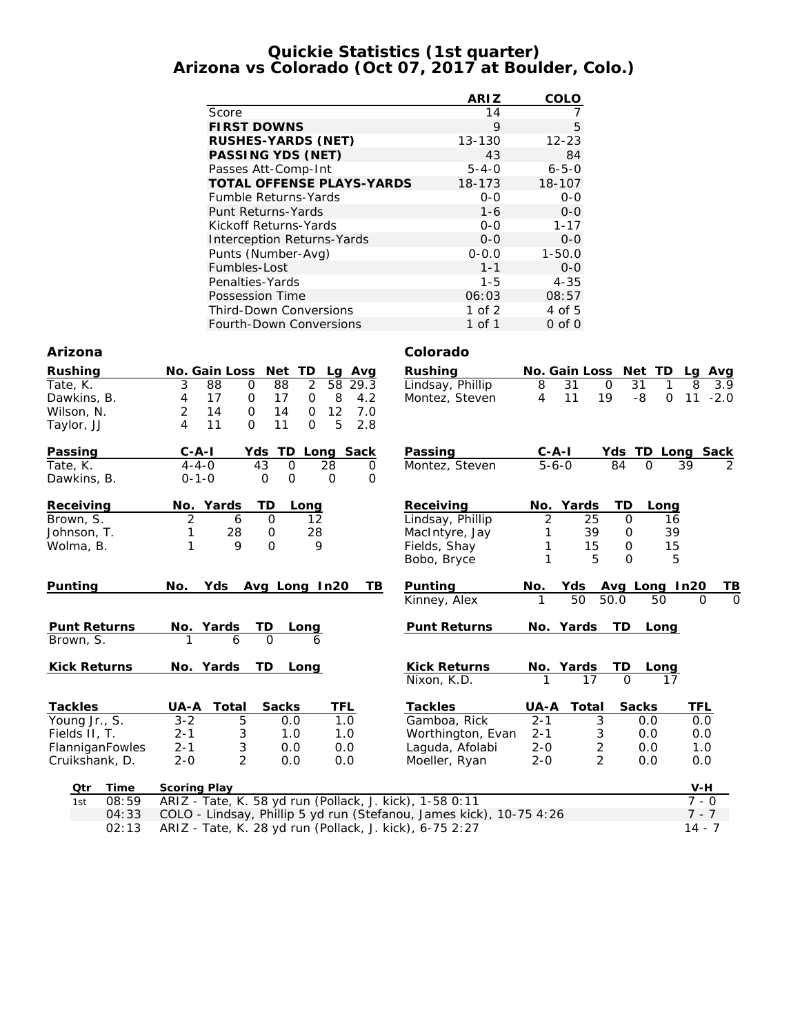# Quickie Statistics (1st quarter)
## Arizona vs Colorado (Oct 07, 2017 at Boulder, Colo.)

| | ARIZ | COLO |
|---|---|---|
| Score | 14 | 7 |
| **FIRST DOWNS** | 9 | 5 |
| **RUSHES-YARDS (NET)** | 13-130 | 12-23 |
| **PASSING YDS (NET)** | 43 | 84 |
| Passes Att-Comp-Int | 5-4-0 | 6-5-0 |
| **TOTAL OFFENSE PLAYS-YARDS** | 18-173 | 18-107 |
| Fumble Returns-Yards | 0-0 | 0-0 |
| Punt Returns-Yards | 1-6 | 0-0 |
| Kickoff Returns-Yards | 0-0 | 1-17 |
| Interception Returns-Yards | 0-0 | 0-0 |
| Punts (Number-Avg) | 0-0.0 | 1-50.0 |
| Fumbles-Lost | 1-1 | 0-0 |
| Penalties-Yards | 1-5 | 4-35 |
| Possession Time | 06:03 | 08:57 |
| Third-Down Conversions | 1 of 2 | 4 of 5 |
| Fourth-Down Conversions | 1 of 1 | 0 of 0 |

### Arizona

| Rushing | No. | Gain | Loss | Net | TD | Lg | Avg |
|---|---|---|---|---|---|---|---|
| Tate, K. | 3 | 88 | 0 | 88 | 2 | 58 | 29.3 |
| Dawkins, B. | 4 | 17 | 0 | 17 | 0 | 8 | 4.2 |
| Wilson, N. | 2 | 14 | 0 | 14 | 0 | 12 | 7.0 |
| Taylor, JJ | 4 | 11 | 0 | 11 | 0 | 5 | 2.8 |

| Passing | C-A-I | Yds | TD | Long | Sack |
|---|---|---|---|---|---|
| Tate, K. | 4-4-0 | 43 | 0 | 28 | 0 |
| Dawkins, B. | 0-1-0 | 0 | 0 | 0 | 0 |

| Receiving | No. | Yards | TD | Long |
|---|---|---|---|---|
| Brown, S. | 2 | 6 | 0 | 12 |
| Johnson, T. | 1 | 28 | 0 | 28 |
| Wolma, B. | 1 | 9 | 0 | 9 |

| Punting | No. | Yds | Avg | Long | In20 | TB |
|---|---|---|---|---|---|---|

| Punt Returns | No. | Yards | TD | Long |
|---|---|---|---|---|
| Brown, S. | 1 | 6 | 0 | 6 |

| Kick Returns | No. | Yards | TD | Long |
|---|---|---|---|---|

| Tackles | UA-A | Total | Sacks | TFL |
|---|---|---|---|---|
| Young Jr., S. | 3-2 | 5 | 0.0 | 1.0 |
| Fields II, T. | 2-1 | 3 | 1.0 | 1.0 |
| FlanniganFowles | 2-1 | 3 | 0.0 | 0.0 |
| Cruikshank, D. | 2-0 | 2 | 0.0 | 0.0 |

### Colorado

| Rushing | No. | Gain | Loss | Net | TD | Lg | Avg |
|---|---|---|---|---|---|---|---|
| Lindsay, Phillip | 8 | 31 | 0 | 31 | 1 | 8 | 3.9 |
| Montez, Steven | 4 | 11 | 19 | -8 | 0 | 11 | -2.0 |

| Passing | C-A-I | Yds | TD | Long | Sack |
|---|---|---|---|---|---|
| Montez, Steven | 5-6-0 | 84 | 0 | 39 | 2 |

| Receiving | No. | Yards | TD | Long |
|---|---|---|---|---|
| Lindsay, Phillip | 2 | 25 | 0 | 16 |
| MacIntyre, Jay | 1 | 39 | 0 | 39 |
| Fields, Shay | 1 | 15 | 0 | 15 |
| Bobo, Bryce | 1 | 5 | 0 | 5 |

| Punting | No. | Yds | Avg | Long | In20 | TB |
|---|---|---|---|---|---|---|
| Kinney, Alex | 1 | 50 | 50.0 | 50 | 0 | 0 |

| Punt Returns | No. | Yards | TD | Long |
|---|---|---|---|---|

| Kick Returns | No. | Yards | TD | Long |
|---|---|---|---|---|
| Nixon, K.D. | 1 | 17 | 0 | 17 |

| Tackles | UA-A | Total | Sacks | TFL |
|---|---|---|---|---|
| Gamboa, Rick | 2-1 | 3 | 0.0 | 0.0 |
| Worthington, Evan | 2-1 | 3 | 0.0 | 0.0 |
| Laguda, Afolabi | 2-0 | 2 | 0.0 | 1.0 |
| Moeller, Ryan | 2-0 | 2 | 0.0 | 0.0 |

### Scoring Summary

| Qtr | Time | Scoring Play | V-H |
|---|---|---|---|
| 1st | 08:59 | ARIZ - Tate, K. 58 yd run (Pollack, J. kick), 1-58 0:11 | 7 - 0 |
| | 04:33 | COLO - Lindsay, Phillip 5 yd run (Stefanou, James kick), 10-75 4:26 | 7 - 7 |
| | 02:13 | ARIZ - Tate, K. 28 yd run (Pollack, J. kick), 6-75 2:27 | 14 - 7 |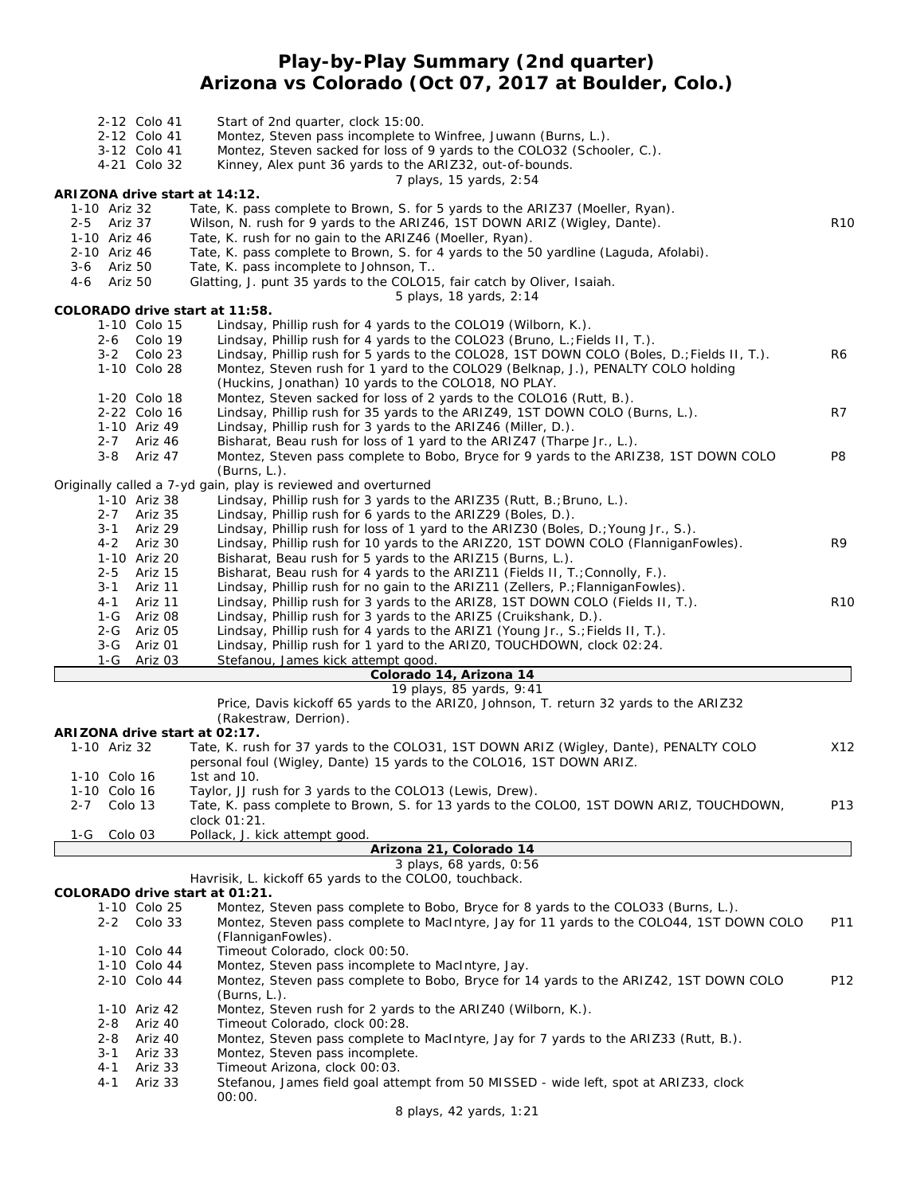# Play-by-Play Summary (2nd quarter)
## Arizona vs Colorado (Oct 07, 2017 at Boulder, Colo.)

| Down | Play | |
|---|---|---|
| 2-12 Colo 41 | Start of 2nd quarter, clock 15:00. | |
| 2-12 Colo 41 | Montez, Steven pass incomplete to Winfree, Juwann (Burns, L.). | |
| 3-12 Colo 41 | Montez, Steven sacked for loss of 9 yards to the COLO32 (Schooler, C.). | |
| 4-21 Colo 32 | Kinney, Alex punt 36 yards to the ARIZ32, out-of-bounds. | |
| | 7 plays, 15 yards, 2:54 | |

**ARIZONA drive start at 14:12.**

| Down | Play | |
|---|---|---|
| 1-10 Ariz 32 | Tate, K. pass complete to Brown, S. for 5 yards to the ARIZ37 (Moeller, Ryan). | |
| 2-5 Ariz 37 | Wilson, N. rush for 9 yards to the ARIZ46, 1ST DOWN ARIZ (Wigley, Dante). | R10 |
| 1-10 Ariz 46 | Tate, K. rush for no gain to the ARIZ46 (Moeller, Ryan). | |
| 2-10 Ariz 46 | Tate, K. pass complete to Brown, S. for 4 yards to the 50 yardline (Laguda, Afolabi). | |
| 3-6 Ariz 50 | Tate, K. pass incomplete to Johnson, T.. | |
| 4-6 Ariz 50 | Glatting, J. punt 35 yards to the COLO15, fair catch by Oliver, Isaiah. | |
| | 5 plays, 18 yards, 2:14 | |

**COLORADO drive start at 11:58.**

| Down | Play | |
|---|---|---|
| 1-10 Colo 15 | Lindsay, Phillip rush for 4 yards to the COLO19 (Wilborn, K.). | |
| 2-6 Colo 19 | Lindsay, Phillip rush for 4 yards to the COLO23 (Bruno, L.;Fields II, T.). | |
| 3-2 Colo 23 | Lindsay, Phillip rush for 5 yards to the COLO28, 1ST DOWN COLO (Boles, D.;Fields II, T.). | R6 |
| 1-10 Colo 28 | Montez, Steven rush for 1 yard to the COLO29 (Belknap, J.), PENALTY COLO holding (Huckins, Jonathan) 10 yards to the COLO18, NO PLAY. | |
| 1-20 Colo 18 | Montez, Steven sacked for loss of 2 yards to the COLO16 (Rutt, B.). | |
| 2-22 Colo 16 | Lindsay, Phillip rush for 35 yards to the ARIZ49, 1ST DOWN COLO (Burns, L.). | R7 |
| 1-10 Ariz 49 | Lindsay, Phillip rush for 3 yards to the ARIZ46 (Miller, D.). | |
| 2-7 Ariz 46 | Bisharat, Beau rush for loss of 1 yard to the ARIZ47 (Tharpe Jr., L.). | |
| 3-8 Ariz 47 | Montez, Steven pass complete to Bobo, Bryce for 9 yards to the ARIZ38, 1ST DOWN COLO (Burns, L.). | P8 |
| | Originally called a 7-yd gain, play is reviewed and overturned | |
| 1-10 Ariz 38 | Lindsay, Phillip rush for 3 yards to the ARIZ35 (Rutt, B.;Bruno, L.). | |
| 2-7 Ariz 35 | Lindsay, Phillip rush for 6 yards to the ARIZ29 (Boles, D.). | |
| 3-1 Ariz 29 | Lindsay, Phillip rush for loss of 1 yard to the ARIZ30 (Boles, D.;Young Jr., S.). | |
| 4-2 Ariz 30 | Lindsay, Phillip rush for 10 yards to the ARIZ20, 1ST DOWN COLO (FlanniganFowles). | R9 |
| 1-10 Ariz 20 | Bisharat, Beau rush for 5 yards to the ARIZ15 (Burns, L.). | |
| 2-5 Ariz 15 | Bisharat, Beau rush for 4 yards to the ARIZ11 (Fields II, T.;Connolly, F.). | |
| 3-1 Ariz 11 | Lindsay, Phillip rush for no gain to the ARIZ11 (Zellers, P.;FlanniganFowles). | |
| 4-1 Ariz 11 | Lindsay, Phillip rush for 3 yards to the ARIZ8, 1ST DOWN COLO (Fields II, T.). | R10 |
| 1-G Ariz 08 | Lindsay, Phillip rush for 3 yards to the ARIZ5 (Cruikshank, D.). | |
| 2-G Ariz 05 | Lindsay, Phillip rush for 4 yards to the ARIZ1 (Young Jr., S.;Fields II, T.). | |
| 3-G Ariz 01 | Lindsay, Phillip rush for 1 yard to the ARIZ0, TOUCHDOWN, clock 02:24. | |
| 1-G Ariz 03 | Stefanou, James kick attempt good. | |
| | **Colorado 14, Arizona 14** | |
| | 19 plays, 85 yards, 9:41 | |
| | Price, Davis kickoff 65 yards to the ARIZ0, Johnson, T. return 32 yards to the ARIZ32 (Rakestraw, Derrion). | |

**ARIZONA drive start at 02:17.**

| Down | Play | |
|---|---|---|
| 1-10 Ariz 32 | Tate, K. rush for 37 yards to the COLO31, 1ST DOWN ARIZ (Wigley, Dante), PENALTY COLO personal foul (Wigley, Dante) 15 yards to the COLO16, 1ST DOWN ARIZ. | X12 |
| 1-10 Colo 16 | 1st and 10. | |
| 1-10 Colo 16 | Taylor, JJ rush for 3 yards to the COLO13 (Lewis, Drew). | |
| 2-7 Colo 13 | Tate, K. pass complete to Brown, S. for 13 yards to the COLO0, 1ST DOWN ARIZ, TOUCHDOWN, clock 01:21. | P13 |
| 1-G Colo 03 | Pollack, J. kick attempt good. | |
| | **Arizona 21, Colorado 14** | |
| | 3 plays, 68 yards, 0:56 | |
| | Havrisik, L. kickoff 65 yards to the COLO0, touchback. | |

**COLORADO drive start at 01:21.**

| Down | Play | |
|---|---|---|
| 1-10 Colo 25 | Montez, Steven pass complete to Bobo, Bryce for 8 yards to the COLO33 (Burns, L.). | |
| 2-2 Colo 33 | Montez, Steven pass complete to MacIntyre, Jay for 11 yards to the COLO44, 1ST DOWN COLO (FlanniganFowles). | P11 |
| 1-10 Colo 44 | Timeout Colorado, clock 00:50. | |
| 1-10 Colo 44 | Montez, Steven pass incomplete to MacIntyre, Jay. | |
| 2-10 Colo 44 | Montez, Steven pass complete to Bobo, Bryce for 14 yards to the ARIZ42, 1ST DOWN COLO (Burns, L.). | P12 |
| 1-10 Ariz 42 | Montez, Steven rush for 2 yards to the ARIZ40 (Wilborn, K.). | |
| 2-8 Ariz 40 | Timeout Colorado, clock 00:28. | |
| 2-8 Ariz 40 | Montez, Steven pass complete to MacIntyre, Jay for 7 yards to the ARIZ33 (Rutt, B.). | |
| 3-1 Ariz 33 | Montez, Steven pass incomplete. | |
| 4-1 Ariz 33 | Timeout Arizona, clock 00:03. | |
| 4-1 Ariz 33 | Stefanou, James field goal attempt from 50 MISSED - wide left, spot at ARIZ33, clock 00:00. | |
| | 8 plays, 42 yards, 1:21 | |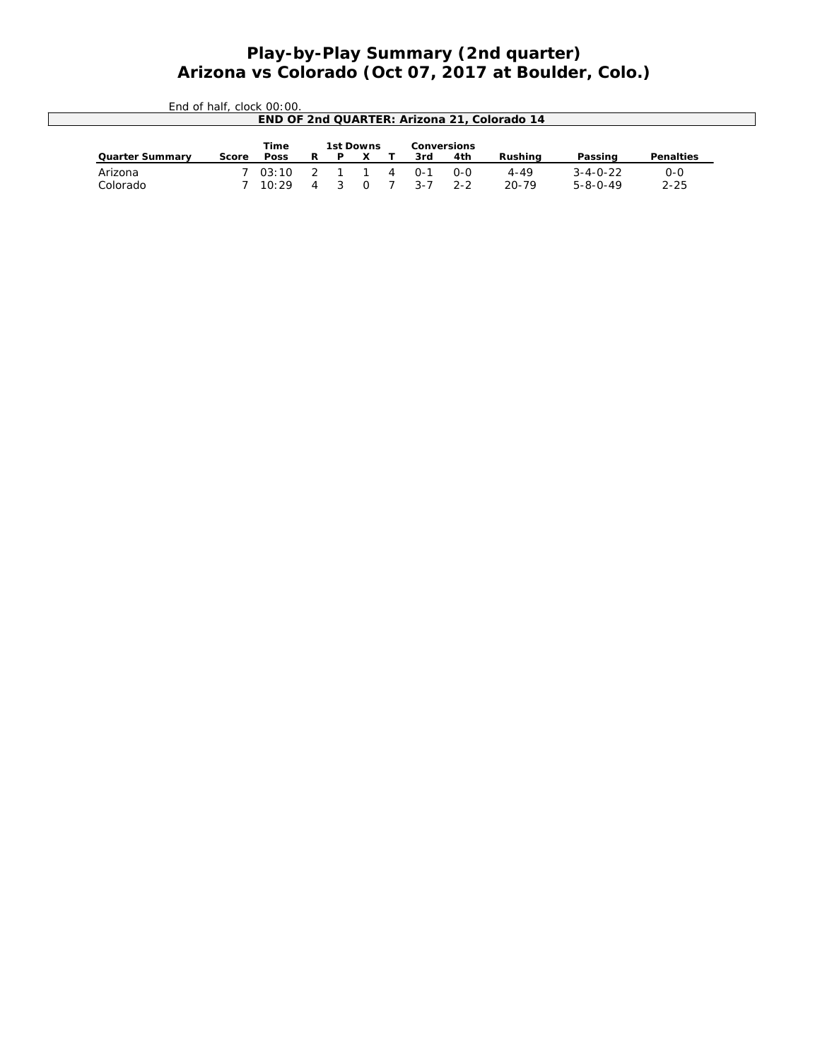# Play-by-Play Summary (2nd quarter)
# Arizona vs Colorado (Oct 07, 2017 at Boulder, Colo.)

End of half, clock 00:00.

**END OF 2nd QUARTER: Arizona 21, Colorado 14**

| Quarter Summary | Score | Time Poss | 1st Downs R | P | X | T | Conversions 3rd | 4th | Rushing | Passing | Penalties |
|---|---|---|---|---|---|---|---|---|---|---|---|
| Arizona | 7 | 03:10 | 2 | 1 | 1 | 4 | 0-1 | 0-0 | 4-49 | 3-4-0-22 | 0-0 |
| Colorado | 7 | 10:29 | 4 | 3 | 0 | 7 | 3-7 | 2-2 | 20-79 | 5-8-0-49 | 2-25 |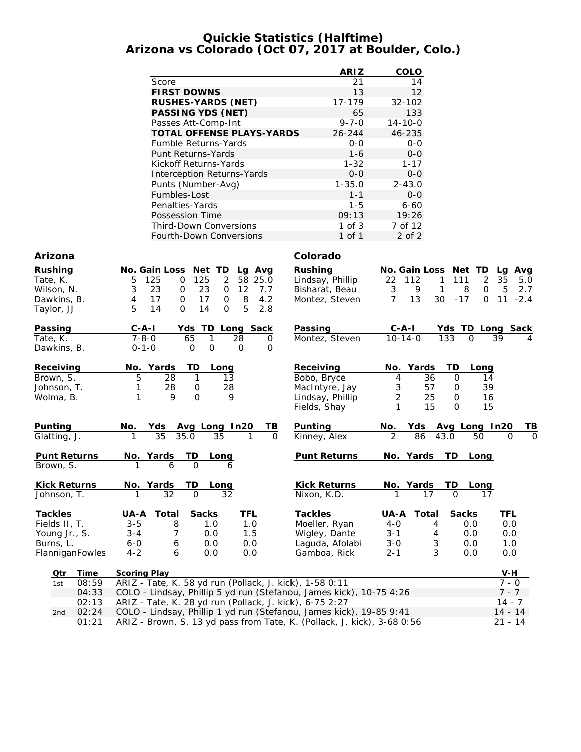# Quickie Statistics (Halftime)
## Arizona vs Colorado (Oct 07, 2017 at Boulder, Colo.)

| | ARIZ | COLO |
|---|---|---|
| Score | 21 | 14 |
| **FIRST DOWNS** | 13 | 12 |
| **RUSHES-YARDS (NET)** | 17-179 | 32-102 |
| **PASSING YDS (NET)** | 65 | 133 |
| Passes Att-Comp-Int | 9-7-0 | 14-10-0 |
| **TOTAL OFFENSE PLAYS-YARDS** | 26-244 | 46-235 |
| Fumble Returns-Yards | 0-0 | 0-0 |
| Punt Returns-Yards | 1-6 | 0-0 |
| Kickoff Returns-Yards | 1-32 | 1-17 |
| Interception Returns-Yards | 0-0 | 0-0 |
| Punts (Number-Avg) | 1-35.0 | 2-43.0 |
| Fumbles-Lost | 1-1 | 0-0 |
| Penalties-Yards | 1-5 | 6-60 |
| Possession Time | 09:13 | 19:26 |
| Third-Down Conversions | 1 of 3 | 7 of 12 |
| Fourth-Down Conversions | 1 of 1 | 2 of 2 |

### Arizona

| Rushing | No. | Gain | Loss | Net | TD | Lg | Avg |
|---|---|---|---|---|---|---|---|
| Tate, K. | 5 | 125 | 0 | 125 | 2 | 58 | 25.0 |
| Wilson, N. | 3 | 23 | 0 | 23 | 0 | 12 | 7.7 |
| Dawkins, B. | 4 | 17 | 0 | 17 | 0 | 8 | 4.2 |
| Taylor, JJ | 5 | 14 | 0 | 14 | 0 | 5 | 2.8 |

| Passing | C-A-I | Yds | TD | Long | Sack |
|---|---|---|---|---|---|
| Tate, K. | 7-8-0 | 65 | 1 | 28 | 0 |
| Dawkins, B. | 0-1-0 | 0 | 0 | 0 | 0 |

| Receiving | No. | Yards | TD | Long |
|---|---|---|---|---|
| Brown, S. | 5 | 28 | 1 | 13 |
| Johnson, T. | 1 | 28 | 0 | 28 |
| Wolma, B. | 1 | 9 | 0 | 9 |

| Punting | No. | Yds | Avg | Long | In20 | TB |
|---|---|---|---|---|---|---|
| Glatting, J. | 1 | 35 | 35.0 | 35 | 1 | 0 |

| Punt Returns | No. | Yards | TD | Long |
|---|---|---|---|---|
| Brown, S. | 1 | 6 | 0 | 6 |

| Kick Returns | No. | Yards | TD | Long |
|---|---|---|---|---|
| Johnson, T. | 1 | 32 | 0 | 32 |

| Tackles | UA-A | Total | Sacks | TFL |
|---|---|---|---|---|
| Fields II, T. | 3-5 | 8 | 1.0 | 1.0 |
| Young Jr., S. | 3-4 | 7 | 0.0 | 1.5 |
| Burns, L. | 6-0 | 6 | 0.0 | 0.0 |
| FlanniganFowles | 4-2 | 6 | 0.0 | 0.0 |

### Colorado

| Rushing | No. | Gain | Loss | Net | TD | Lg | Avg |
|---|---|---|---|---|---|---|---|
| Lindsay, Phillip | 22 | 112 | 1 | 111 | 2 | 35 | 5.0 |
| Bisharat, Beau | 3 | 9 | 1 | 8 | 0 | 5 | 2.7 |
| Montez, Steven | 7 | 13 | 30 | -17 | 0 | 11 | -2.4 |

| Passing | C-A-I | Yds | TD | Long | Sack |
|---|---|---|---|---|---|
| Montez, Steven | 10-14-0 | 133 | 0 | 39 | 4 |

| Receiving | No. | Yards | TD | Long |
|---|---|---|---|---|
| Bobo, Bryce | 4 | 36 | 0 | 14 |
| MacIntyre, Jay | 3 | 57 | 0 | 39 |
| Lindsay, Phillip | 2 | 25 | 0 | 16 |
| Fields, Shay | 1 | 15 | 0 | 15 |

| Punting | No. | Yds | Avg | Long | In20 | TB |
|---|---|---|---|---|---|---|
| Kinney, Alex | 2 | 86 | 43.0 | 50 | 0 | 0 |

| Punt Returns | No. | Yards | TD | Long |
|---|---|---|---|---|

| Kick Returns | No. | Yards | TD | Long |
|---|---|---|---|---|
| Nixon, K.D. | 1 | 17 | 0 | 17 |

| Tackles | UA-A | Total | Sacks | TFL |
|---|---|---|---|---|
| Moeller, Ryan | 4-0 | 4 | 0.0 | 0.0 |
| Wigley, Dante | 3-1 | 4 | 0.0 | 0.0 |
| Laguda, Afolabi | 3-0 | 3 | 0.0 | 1.0 |
| Gamboa, Rick | 2-1 | 3 | 0.0 | 0.0 |

### Scoring Summary

| Qtr | Time | Scoring Play | V-H |
|---|---|---|---|
| 1st | 08:59 | ARIZ - Tate, K. 58 yd run (Pollack, J. kick), 1-58 0:11 | 7 - 0 |
| | 04:33 | COLO - Lindsay, Phillip 5 yd run (Stefanou, James kick), 10-75 4:26 | 7 - 7 |
| | 02:13 | ARIZ - Tate, K. 28 yd run (Pollack, J. kick), 6-75 2:27 | 14 - 7 |
| 2nd | 02:24 | COLO - Lindsay, Phillip 1 yd run (Stefanou, James kick), 19-85 9:41 | 14 - 14 |
| | 01:21 | ARIZ - Brown, S. 13 yd pass from Tate, K. (Pollack, J. kick), 3-68 0:56 | 21 - 14 |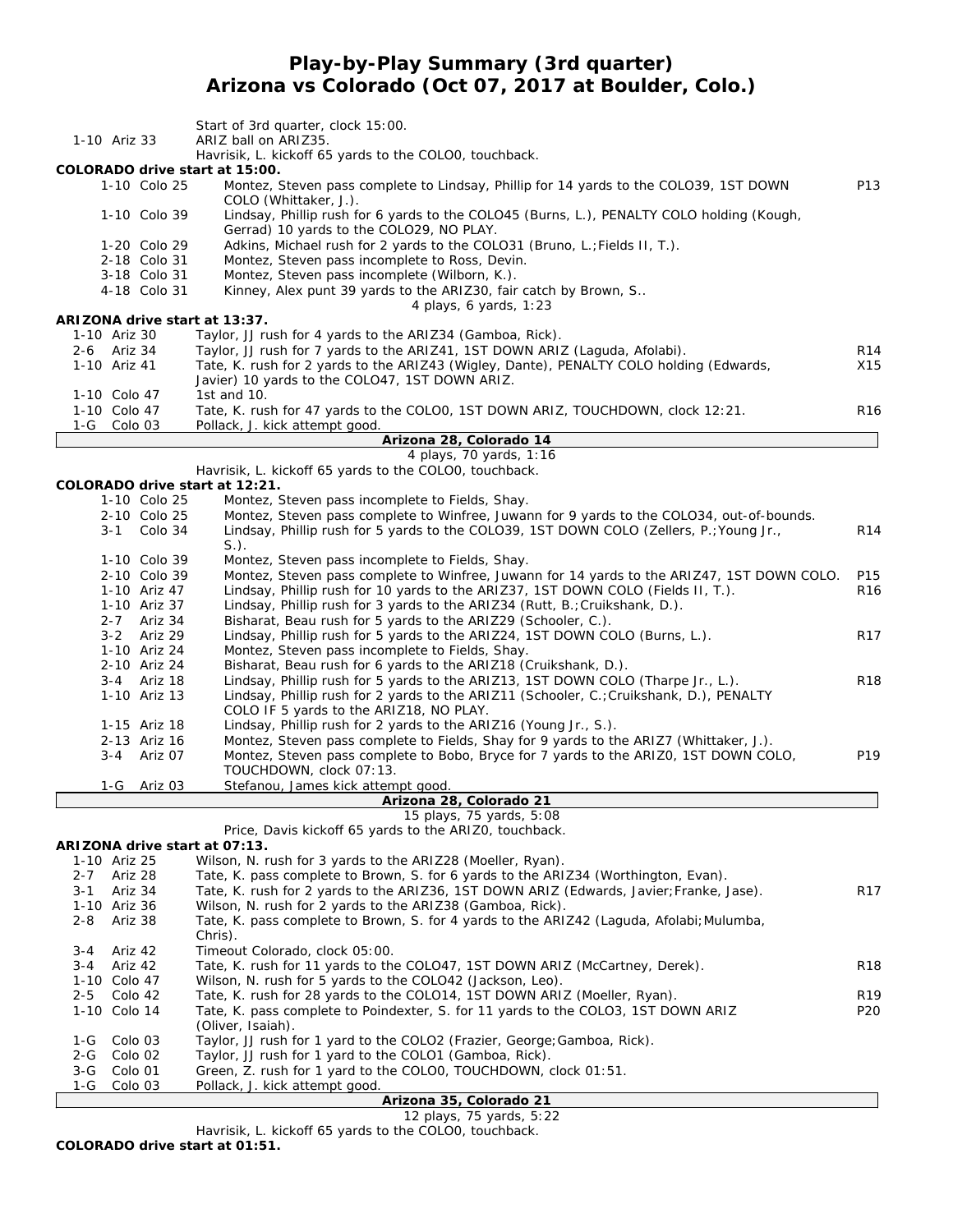# Play-by-Play Summary (3rd quarter)
## Arizona vs Colorado (Oct 07, 2017 at Boulder, Colo.)

| | | |
|---|---|---|
| | Start of 3rd quarter, clock 15:00. | |
| 1-10 Ariz 33 | ARIZ ball on ARIZ35. | |
| | Havrisik, L. kickoff 65 yards to the COLO0, touchback. | |
| **COLORADO drive start at 15:00.** | | |
| 1-10 Colo 25 | Montez, Steven pass complete to Lindsay, Phillip for 14 yards to the COLO39, 1ST DOWN COLO (Whittaker, J.). | P13 |
| 1-10 Colo 39 | Lindsay, Phillip rush for 6 yards to the COLO45 (Burns, L.), PENALTY COLO holding (Kough, Gerrad) 10 yards to the COLO29, NO PLAY. | |
| 1-20 Colo 29 | Adkins, Michael rush for 2 yards to the COLO31 (Bruno, L.;Fields II, T.). | |
| 2-18 Colo 31 | Montez, Steven pass incomplete to Ross, Devin. | |
| 3-18 Colo 31 | Montez, Steven pass incomplete (Wilborn, K.). | |
| 4-18 Colo 31 | Kinney, Alex punt 39 yards to the ARIZ30, fair catch by Brown, S.. | |
| | 4 plays, 6 yards, 1:23 | |
| **ARIZONA drive start at 13:37.** | | |
| 1-10 Ariz 30 | Taylor, JJ rush for 4 yards to the ARIZ34 (Gamboa, Rick). | |
| 2-6 Ariz 34 | Taylor, JJ rush for 7 yards to the ARIZ41, 1ST DOWN ARIZ (Laguda, Afolabi). | R14 |
| 1-10 Ariz 41 | Tate, K. rush for 2 yards to the ARIZ43 (Wigley, Dante), PENALTY COLO holding (Edwards, Javier) 10 yards to the COLO47, 1ST DOWN ARIZ. | X15 |
| 1-10 Colo 47 | 1st and 10. | |
| 1-10 Colo 47 | Tate, K. rush for 47 yards to the COLO0, 1ST DOWN ARIZ, TOUCHDOWN, clock 12:21. | R16 |
| 1-G Colo 03 | Pollack, J. kick attempt good. | |
| | **Arizona 28, Colorado 14** | |
| | 4 plays, 70 yards, 1:16 | |
| | Havrisik, L. kickoff 65 yards to the COLO0, touchback. | |
| **COLORADO drive start at 12:21.** | | |
| 1-10 Colo 25 | Montez, Steven pass incomplete to Fields, Shay. | |
| 2-10 Colo 25 | Montez, Steven pass complete to Winfree, Juwann for 9 yards to the COLO34, out-of-bounds. | |
| 3-1 Colo 34 | Lindsay, Phillip rush for 5 yards to the COLO39, 1ST DOWN COLO (Zellers, P.;Young Jr., S.). | R14 |
| 1-10 Colo 39 | Montez, Steven pass incomplete to Fields, Shay. | |
| 2-10 Colo 39 | Montez, Steven pass complete to Winfree, Juwann for 14 yards to the ARIZ47, 1ST DOWN COLO. | P15 |
| 1-10 Ariz 47 | Lindsay, Phillip rush for 10 yards to the ARIZ37, 1ST DOWN COLO (Fields II, T.). | R16 |
| 1-10 Ariz 37 | Lindsay, Phillip rush for 3 yards to the ARIZ34 (Rutt, B.;Cruikshank, D.). | |
| 2-7 Ariz 34 | Bisharat, Beau rush for 5 yards to the ARIZ29 (Schooler, C.). | |
| 3-2 Ariz 29 | Lindsay, Phillip rush for 5 yards to the ARIZ24, 1ST DOWN COLO (Burns, L.). | R17 |
| 1-10 Ariz 24 | Montez, Steven pass incomplete to Fields, Shay. | |
| 2-10 Ariz 24 | Bisharat, Beau rush for 6 yards to the ARIZ18 (Cruikshank, D.). | |
| 3-4 Ariz 18 | Lindsay, Phillip rush for 5 yards to the ARIZ13, 1ST DOWN COLO (Tharpe Jr., L.). | R18 |
| 1-10 Ariz 13 | Lindsay, Phillip rush for 2 yards to the ARIZ11 (Schooler, C.;Cruikshank, D.), PENALTY COLO IF 5 yards to the ARIZ18, NO PLAY. | |
| 1-15 Ariz 18 | Lindsay, Phillip rush for 2 yards to the ARIZ16 (Young Jr., S.). | |
| 2-13 Ariz 16 | Montez, Steven pass complete to Fields, Shay for 9 yards to the ARIZ7 (Whittaker, J.). | |
| 3-4 Ariz 07 | Montez, Steven pass complete to Bobo, Bryce for 7 yards to the ARIZ0, 1ST DOWN COLO, TOUCHDOWN, clock 07:13. | P19 |
| 1-G Ariz 03 | Stefanou, James kick attempt good. | |
| | **Arizona 28, Colorado 21** | |
| | 15 plays, 75 yards, 5:08 | |
| | Price, Davis kickoff 65 yards to the ARIZ0, touchback. | |
| **ARIZONA drive start at 07:13.** | | |
| 1-10 Ariz 25 | Wilson, N. rush for 3 yards to the ARIZ28 (Moeller, Ryan). | |
| 2-7 Ariz 28 | Tate, K. pass complete to Brown, S. for 6 yards to the ARIZ34 (Worthington, Evan). | |
| 3-1 Ariz 34 | Tate, K. rush for 2 yards to the ARIZ36, 1ST DOWN ARIZ (Edwards, Javier;Franke, Jase). | R17 |
| 1-10 Ariz 36 | Wilson, N. rush for 2 yards to the ARIZ38 (Gamboa, Rick). | |
| 2-8 Ariz 38 | Tate, K. pass complete to Brown, S. for 4 yards to the ARIZ42 (Laguda, Afolabi;Mulumba, Chris). | |
| 3-4 Ariz 42 | Timeout Colorado, clock 05:00. | |
| 3-4 Ariz 42 | Tate, K. rush for 11 yards to the COLO47, 1ST DOWN ARIZ (McCartney, Derek). | R18 |
| 1-10 Colo 47 | Wilson, N. rush for 5 yards to the COLO42 (Jackson, Leo). | |
| 2-5 Colo 42 | Tate, K. rush for 28 yards to the COLO14, 1ST DOWN ARIZ (Moeller, Ryan). | R19 |
| 1-10 Colo 14 | Tate, K. pass complete to Poindexter, S. for 11 yards to the COLO3, 1ST DOWN ARIZ (Oliver, Isaiah). | P20 |
| 1-G Colo 03 | Taylor, JJ rush for 1 yard to the COLO2 (Frazier, George;Gamboa, Rick). | |
| 2-G Colo 02 | Taylor, JJ rush for 1 yard to the COLO1 (Gamboa, Rick). | |
| 3-G Colo 01 | Green, Z. rush for 1 yard to the COLO0, TOUCHDOWN, clock 01:51. | |
| 1-G Colo 03 | Pollack, J. kick attempt good. | |
| | **Arizona 35, Colorado 21** | |
| | 12 plays, 75 yards, 5:22 | |
| | Havrisik, L. kickoff 65 yards to the COLO0, touchback. | |
| **COLORADO drive start at 01:51.** | | |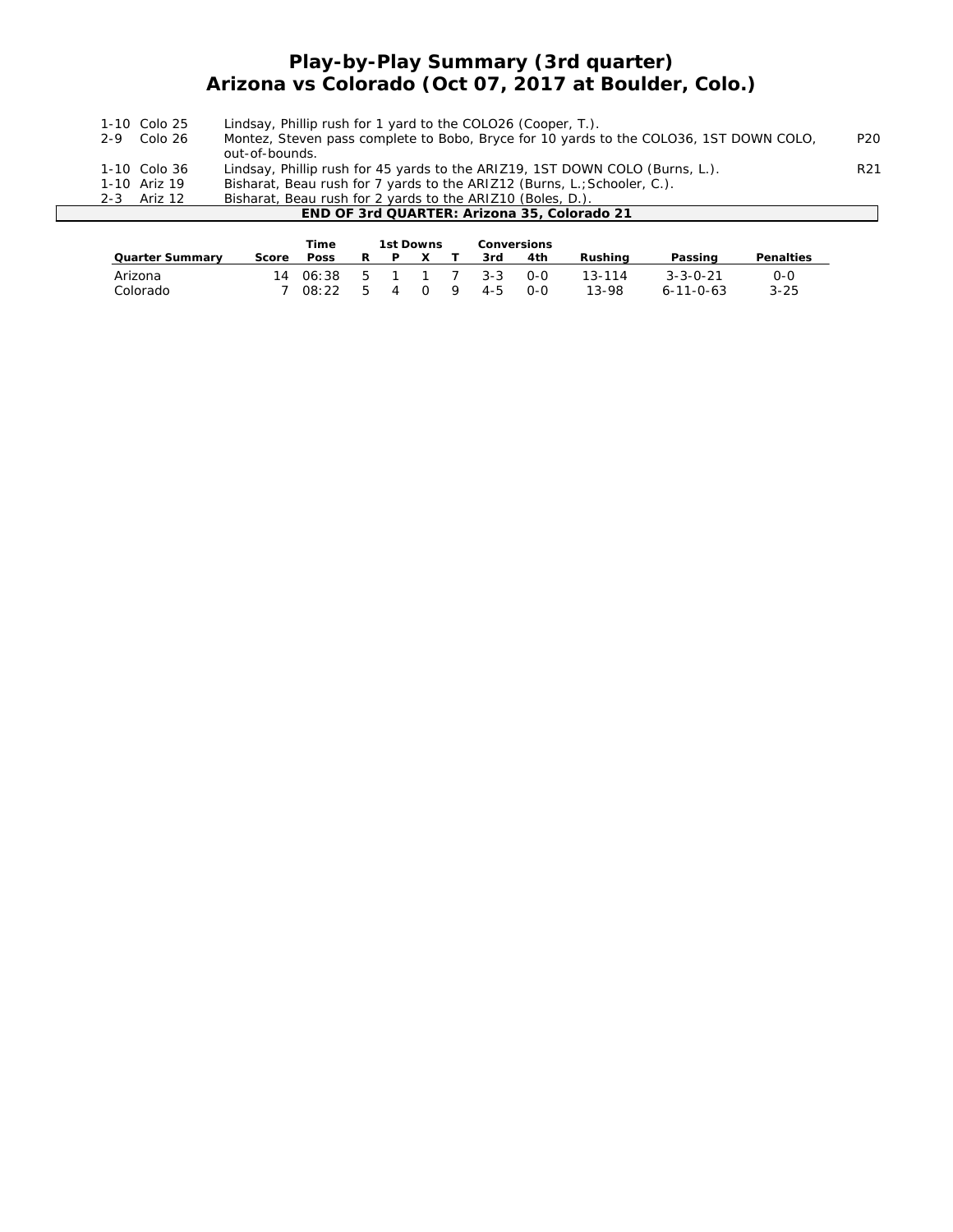# Play-by-Play Summary (3rd quarter)
## Arizona vs Colorado (Oct 07, 2017 at Boulder, Colo.)

| | | |
|---|---|---|
| 1-10 Colo 25 | Lindsay, Phillip rush for 1 yard to the COLO26 (Cooper, T.). | |
| 2-9 Colo 26 | Montez, Steven pass complete to Bobo, Bryce for 10 yards to the COLO36, 1ST DOWN COLO, out-of-bounds. | P20 |
| 1-10 Colo 36 | Lindsay, Phillip rush for 45 yards to the ARIZ19, 1ST DOWN COLO (Burns, L.). | R21 |
| 1-10 Ariz 19 | Bisharat, Beau rush for 7 yards to the ARIZ12 (Burns, L.;Schooler, C.). | |
| 2-3 Ariz 12 | Bisharat, Beau rush for 2 yards to the ARIZ10 (Boles, D.). | |

**END OF 3rd QUARTER: Arizona 35, Colorado 21**

| Quarter Summary | Score | Time Poss | 1st Downs R | P | X | T | Conversions 3rd | 4th | Rushing | Passing | Penalties |
|---|---|---|---|---|---|---|---|---|---|---|---|
| Arizona | 14 | 06:38 | 5 | 1 | 1 | 7 | 3-3 | 0-0 | 13-114 | 3-3-0-21 | 0-0 |
| Colorado | 7 | 08:22 | 5 | 4 | 0 | 9 | 4-5 | 0-0 | 13-98 | 6-11-0-63 | 3-25 |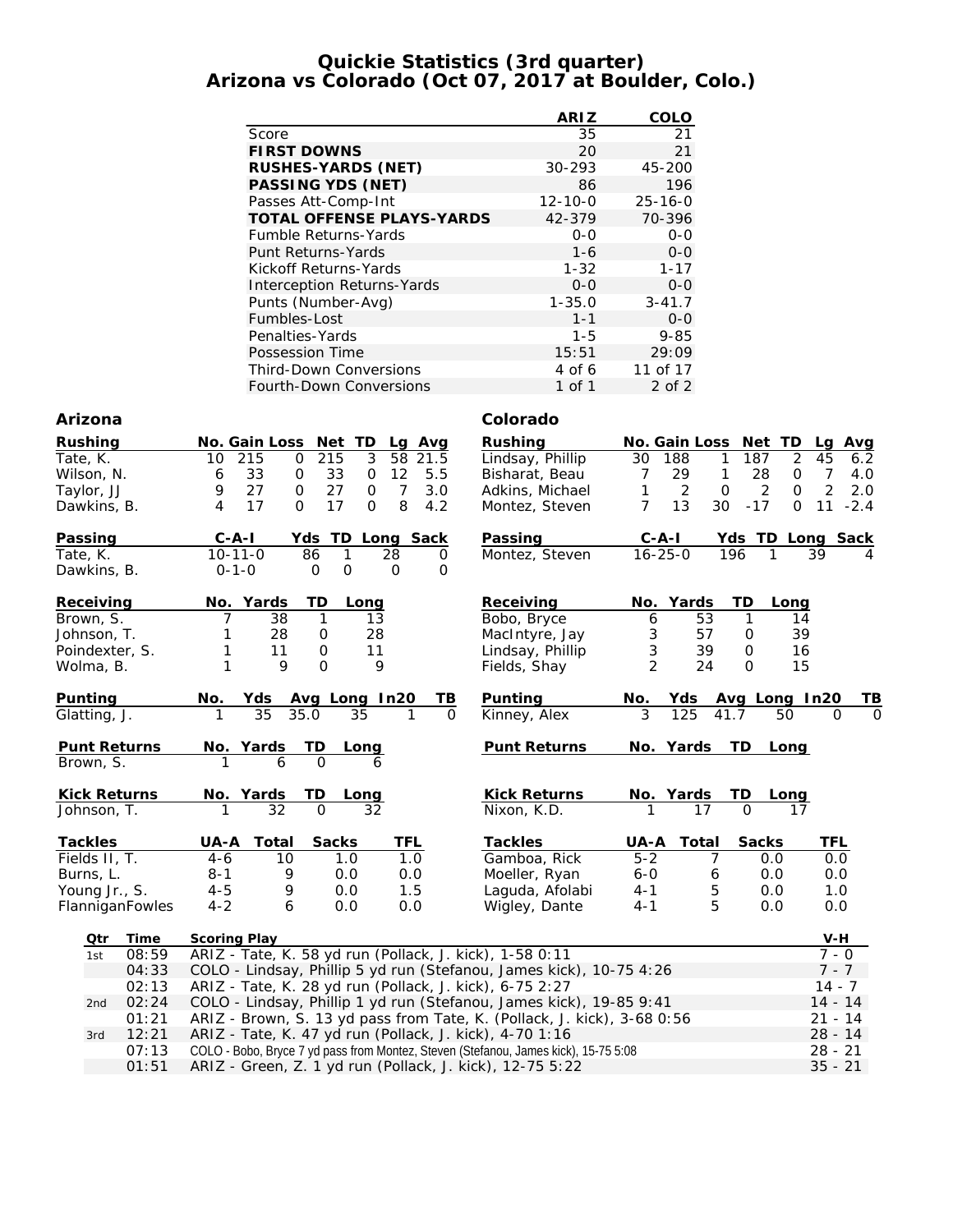# Quickie Statistics (3rd quarter)
## Arizona vs Colorado (Oct 07, 2017 at Boulder, Colo.)

| | ARIZ | COLO |
|---|---|---|
| Score | 35 | 21 |
| **FIRST DOWNS** | 20 | 21 |
| **RUSHES-YARDS (NET)** | 30-293 | 45-200 |
| **PASSING YDS (NET)** | 86 | 196 |
| Passes Att-Comp-Int | 12-10-0 | 25-16-0 |
| **TOTAL OFFENSE PLAYS-YARDS** | 42-379 | 70-396 |
| Fumble Returns-Yards | 0-0 | 0-0 |
| Punt Returns-Yards | 1-6 | 0-0 |
| Kickoff Returns-Yards | 1-32 | 1-17 |
| Interception Returns-Yards | 0-0 | 0-0 |
| Punts (Number-Avg) | 1-35.0 | 3-41.7 |
| Fumbles-Lost | 1-1 | 0-0 |
| Penalties-Yards | 1-5 | 9-85 |
| Possession Time | 15:51 | 29:09 |
| Third-Down Conversions | 4 of 6 | 11 of 17 |
| Fourth-Down Conversions | 1 of 1 | 2 of 2 |

### Arizona

| Rushing | No. | Gain | Loss | Net | TD | Lg | Avg |
|---|---|---|---|---|---|---|---|
| Tate, K. | 10 | 215 | 0 | 215 | 3 | 58 | 21.5 |
| Wilson, N. | 6 | 33 | 0 | 33 | 0 | 12 | 5.5 |
| Taylor, JJ | 9 | 27 | 0 | 27 | 0 | 7 | 3.0 |
| Dawkins, B. | 4 | 17 | 0 | 17 | 0 | 8 | 4.2 |

| Passing | C-A-I | Yds | TD | Long | Sack |
|---|---|---|---|---|---|
| Tate, K. | 10-11-0 | 86 | 1 | 28 | 0 |
| Dawkins, B. | 0-1-0 | 0 | 0 | 0 | 0 |

| Receiving | No. | Yards | TD | Long |
|---|---|---|---|---|
| Brown, S. | 7 | 38 | 1 | 13 |
| Johnson, T. | 1 | 28 | 0 | 28 |
| Poindexter, S. | 1 | 11 | 0 | 11 |
| Wolma, B. | 1 | 9 | 0 | 9 |

| Punting | No. | Yds | Avg | Long | In20 | TB |
|---|---|---|---|---|---|---|
| Glatting, J. | 1 | 35 | 35.0 | 35 | 1 | 0 |

| Punt Returns | No. | Yards | TD | Long |
|---|---|---|---|---|
| Brown, S. | 1 | 6 | 0 | 6 |

| Kick Returns | No. | Yards | TD | Long |
|---|---|---|---|---|
| Johnson, T. | 1 | 32 | 0 | 32 |

| Tackles | UA-A | Total | Sacks | TFL |
|---|---|---|---|---|
| Fields II, T. | 4-6 | 10 | 1.0 | 1.0 |
| Burns, L. | 8-1 | 9 | 0.0 | 0.0 |
| Young Jr., S. | 4-5 | 9 | 0.0 | 1.5 |
| FlanniganFowles | 4-2 | 6 | 0.0 | 0.0 |

### Colorado

| Rushing | No. | Gain | Loss | Net | TD | Lg | Avg |
|---|---|---|---|---|---|---|---|
| Lindsay, Phillip | 30 | 188 | 1 | 187 | 2 | 45 | 6.2 |
| Bisharat, Beau | 7 | 29 | 1 | 28 | 0 | 7 | 4.0 |
| Adkins, Michael | 1 | 2 | 0 | 2 | 0 | 2 | 2.0 |
| Montez, Steven | 7 | 13 | 30 | -17 | 0 | 11 | -2.4 |

| Passing | C-A-I | Yds | TD | Long | Sack |
|---|---|---|---|---|---|
| Montez, Steven | 16-25-0 | 196 | 1 | 39 | 4 |

| Receiving | No. | Yards | TD | Long |
|---|---|---|---|---|
| Bobo, Bryce | 6 | 53 | 1 | 14 |
| MacIntyre, Jay | 3 | 57 | 0 | 39 |
| Lindsay, Phillip | 3 | 39 | 0 | 16 |
| Fields, Shay | 2 | 24 | 0 | 15 |

| Punting | No. | Yds | Avg | Long | In20 | TB |
|---|---|---|---|---|---|---|
| Kinney, Alex | 3 | 125 | 41.7 | 50 | 0 | 0 |

| Punt Returns | No. | Yards | TD | Long |
|---|---|---|---|---|

| Kick Returns | No. | Yards | TD | Long |
|---|---|---|---|---|
| Nixon, K.D. | 1 | 17 | 0 | 17 |

| Tackles | UA-A | Total | Sacks | TFL |
|---|---|---|---|---|
| Gamboa, Rick | 5-2 | 7 | 0.0 | 0.0 |
| Moeller, Ryan | 6-0 | 6 | 0.0 | 0.0 |
| Laguda, Afolabi | 4-1 | 5 | 0.0 | 1.0 |
| Wigley, Dante | 4-1 | 5 | 0.0 | 0.0 |

### Scoring

| Qtr | Time | Scoring Play | V-H |
|---|---|---|---|
| 1st | 08:59 | ARIZ - Tate, K. 58 yd run (Pollack, J. kick), 1-58 0:11 | 7 - 0 |
| | 04:33 | COLO - Lindsay, Phillip 5 yd run (Stefanou, James kick), 10-75 4:26 | 7 - 7 |
| | 02:13 | ARIZ - Tate, K. 28 yd run (Pollack, J. kick), 6-75 2:27 | 14 - 7 |
| 2nd | 02:24 | COLO - Lindsay, Phillip 1 yd run (Stefanou, James kick), 19-85 9:41 | 14 - 14 |
| | 01:21 | ARIZ - Brown, S. 13 yd pass from Tate, K. (Pollack, J. kick), 3-68 0:56 | 21 - 14 |
| 3rd | 12:21 | ARIZ - Tate, K. 47 yd run (Pollack, J. kick), 4-70 1:16 | 28 - 14 |
| | 07:13 | COLO - Bobo, Bryce 7 yd pass from Montez, Steven (Stefanou, James kick), 15-75 5:08 | 28 - 21 |
| | 01:51 | ARIZ - Green, Z. 1 yd run (Pollack, J. kick), 12-75 5:22 | 35 - 21 |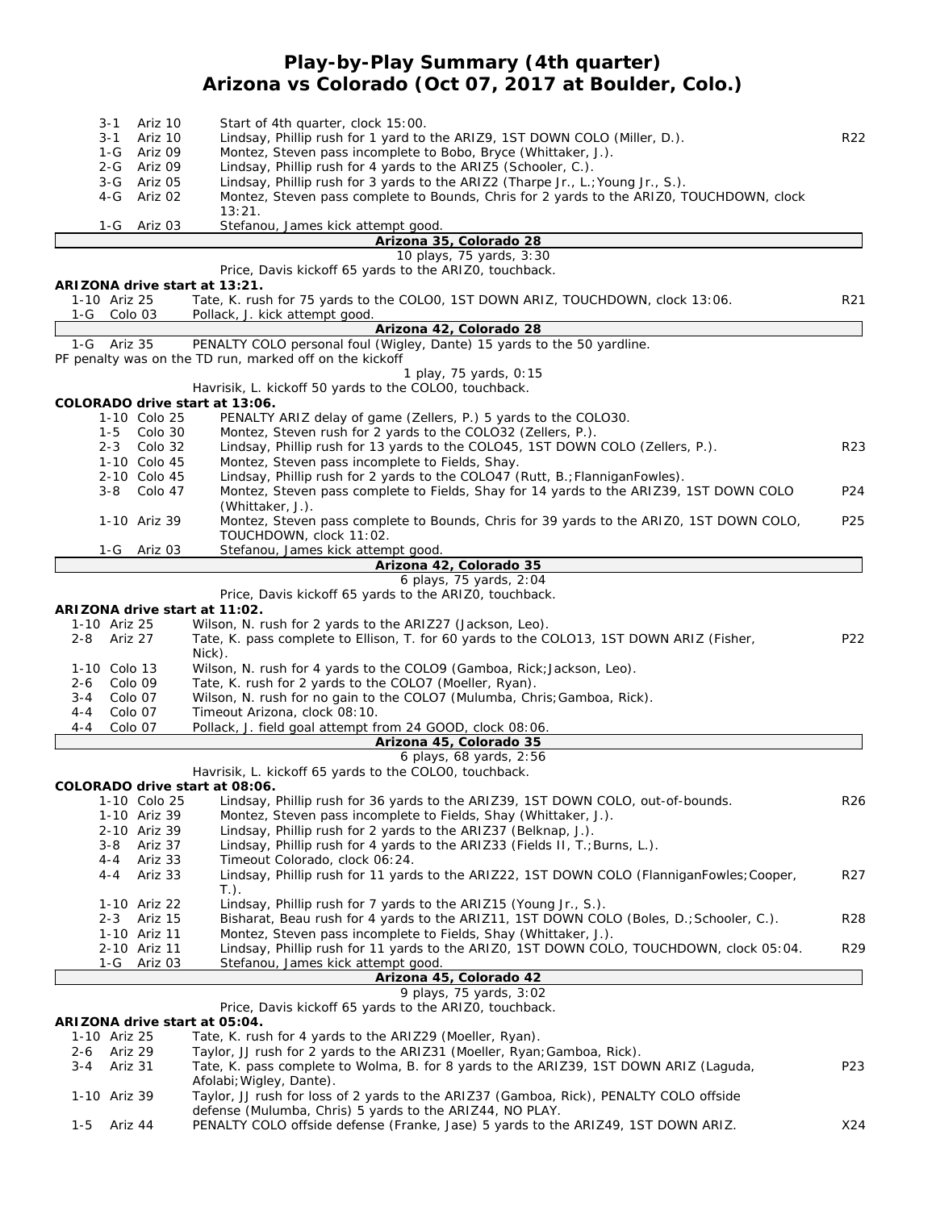# Play-by-Play Summary (4th quarter)
## Arizona vs Colorado (Oct 07, 2017 at Boulder, Colo.)

| Down | Spot | Play | |
|---|---|---|---|
| 3-1 | Ariz 10 | Start of 4th quarter, clock 15:00. | |
| 3-1 | Ariz 10 | Lindsay, Phillip rush for 1 yard to the ARIZ9, 1ST DOWN COLO (Miller, D.). | R22 |
| 1-G | Ariz 09 | Montez, Steven pass incomplete to Bobo, Bryce (Whittaker, J.). | |
| 2-G | Ariz 09 | Lindsay, Phillip rush for 4 yards to the ARIZ5 (Schooler, C.). | |
| 3-G | Ariz 05 | Lindsay, Phillip rush for 3 yards to the ARIZ2 (Tharpe Jr., L.;Young Jr., S.). | |
| 4-G | Ariz 02 | Montez, Steven pass complete to Bounds, Chris for 2 yards to the ARIZ0, TOUCHDOWN, clock 13:21. | |
| 1-G | Ariz 03 | Stefanou, James kick attempt good. | |

**Arizona 35, Colorado 28**

10 plays, 75 yards, 3:30

Price, Davis kickoff 65 yards to the ARIZ0, touchback.

**ARIZONA drive start at 13:21.**

| Down | Spot | Play | |
|---|---|---|---|
| 1-10 | Ariz 25 | Tate, K. rush for 75 yards to the COLO0, 1ST DOWN ARIZ, TOUCHDOWN, clock 13:06. | R21 |
| 1-G | Colo 03 | Pollack, J. kick attempt good. | |

**Arizona 42, Colorado 28**

| Down | Spot | Play | |
|---|---|---|---|
| 1-G | Ariz 35 | PENALTY COLO personal foul (Wigley, Dante) 15 yards to the 50 yardline. | |

PF penalty was on the TD run, marked off on the kickoff

1 play, 75 yards, 0:15

Havrisik, L. kickoff 50 yards to the COLO0, touchback.

**COLORADO drive start at 13:06.**

| Down | Spot | Play | |
|---|---|---|---|
| 1-10 | Colo 25 | PENALTY ARIZ delay of game (Zellers, P.) 5 yards to the COLO30. | |
| 1-5 | Colo 30 | Montez, Steven rush for 2 yards to the COLO32 (Zellers, P.). | |
| 2-3 | Colo 32 | Lindsay, Phillip rush for 13 yards to the COLO45, 1ST DOWN COLO (Zellers, P.). | R23 |
| 1-10 | Colo 45 | Montez, Steven pass incomplete to Fields, Shay. | |
| 2-10 | Colo 45 | Lindsay, Phillip rush for 2 yards to the COLO47 (Rutt, B.;FlanniganFowles). | |
| 3-8 | Colo 47 | Montez, Steven pass complete to Fields, Shay for 14 yards to the ARIZ39, 1ST DOWN COLO (Whittaker, J.). | P24 |
| 1-10 | Ariz 39 | Montez, Steven pass complete to Bounds, Chris for 39 yards to the ARIZ0, 1ST DOWN COLO, TOUCHDOWN, clock 11:02. | P25 |
| 1-G | Ariz 03 | Stefanou, James kick attempt good. | |

**Arizona 42, Colorado 35**

6 plays, 75 yards, 2:04

Price, Davis kickoff 65 yards to the ARIZ0, touchback.

**ARIZONA drive start at 11:02.**

| Down | Spot | Play | |
|---|---|---|---|
| 1-10 | Ariz 25 | Wilson, N. rush for 2 yards to the ARIZ27 (Jackson, Leo). | |
| 2-8 | Ariz 27 | Tate, K. pass complete to Ellison, T. for 60 yards to the COLO13, 1ST DOWN ARIZ (Fisher, Nick). | P22 |
| 1-10 | Colo 13 | Wilson, N. rush for 4 yards to the COLO9 (Gamboa, Rick;Jackson, Leo). | |
| 2-6 | Colo 09 | Tate, K. rush for 2 yards to the COLO7 (Moeller, Ryan). | |
| 3-4 | Colo 07 | Wilson, N. rush for no gain to the COLO7 (Mulumba, Chris;Gamboa, Rick). | |
| 4-4 | Colo 07 | Timeout Arizona, clock 08:10. | |
| 4-4 | Colo 07 | Pollack, J. field goal attempt from 24 GOOD, clock 08:06. | |

**Arizona 45, Colorado 35**

6 plays, 68 yards, 2:56

Havrisik, L. kickoff 65 yards to the COLO0, touchback.

**COLORADO drive start at 08:06.**

| Down | Spot | Play | |
|---|---|---|---|
| 1-10 | Colo 25 | Lindsay, Phillip rush for 36 yards to the ARIZ39, 1ST DOWN COLO, out-of-bounds. | R26 |
| 1-10 | Ariz 39 | Montez, Steven pass incomplete to Fields, Shay (Whittaker, J.). | |
| 2-10 | Ariz 39 | Lindsay, Phillip rush for 2 yards to the ARIZ37 (Belknap, J.). | |
| 3-8 | Ariz 37 | Lindsay, Phillip rush for 4 yards to the ARIZ33 (Fields II, T.;Burns, L.). | |
| 4-4 | Ariz 33 | Timeout Colorado, clock 06:24. | |
| 4-4 | Ariz 33 | Lindsay, Phillip rush for 11 yards to the ARIZ22, 1ST DOWN COLO (FlanniganFowles;Cooper, T.). | R27 |
| 1-10 | Ariz 22 | Lindsay, Phillip rush for 7 yards to the ARIZ15 (Young Jr., S.). | |
| 2-3 | Ariz 15 | Bisharat, Beau rush for 4 yards to the ARIZ11, 1ST DOWN COLO (Boles, D.;Schooler, C.). | R28 |
| 1-10 | Ariz 11 | Montez, Steven pass incomplete to Fields, Shay (Whittaker, J.). | |
| 2-10 | Ariz 11 | Lindsay, Phillip rush for 11 yards to the ARIZ0, 1ST DOWN COLO, TOUCHDOWN, clock 05:04. | R29 |
| 1-G | Ariz 03 | Stefanou, James kick attempt good. | |

**Arizona 45, Colorado 42**

9 plays, 75 yards, 3:02

Price, Davis kickoff 65 yards to the ARIZ0, touchback.

**ARIZONA drive start at 05:04.**

| Down | Spot | Play | |
|---|---|---|---|
| 1-10 | Ariz 25 | Tate, K. rush for 4 yards to the ARIZ29 (Moeller, Ryan). | |
| 2-6 | Ariz 29 | Taylor, JJ rush for 2 yards to the ARIZ31 (Moeller, Ryan;Gamboa, Rick). | |
| 3-4 | Ariz 31 | Tate, K. pass complete to Wolma, B. for 8 yards to the ARIZ39, 1ST DOWN ARIZ (Laguda, Afolabi;Wigley, Dante). | P23 |
| 1-10 | Ariz 39 | Taylor, JJ rush for loss of 2 yards to the ARIZ37 (Gamboa, Rick), PENALTY COLO offside defense (Mulumba, Chris) 5 yards to the ARIZ44, NO PLAY. | |
| 1-5 | Ariz 44 | PENALTY COLO offside defense (Franke, Jase) 5 yards to the ARIZ49, 1ST DOWN ARIZ. | X24 |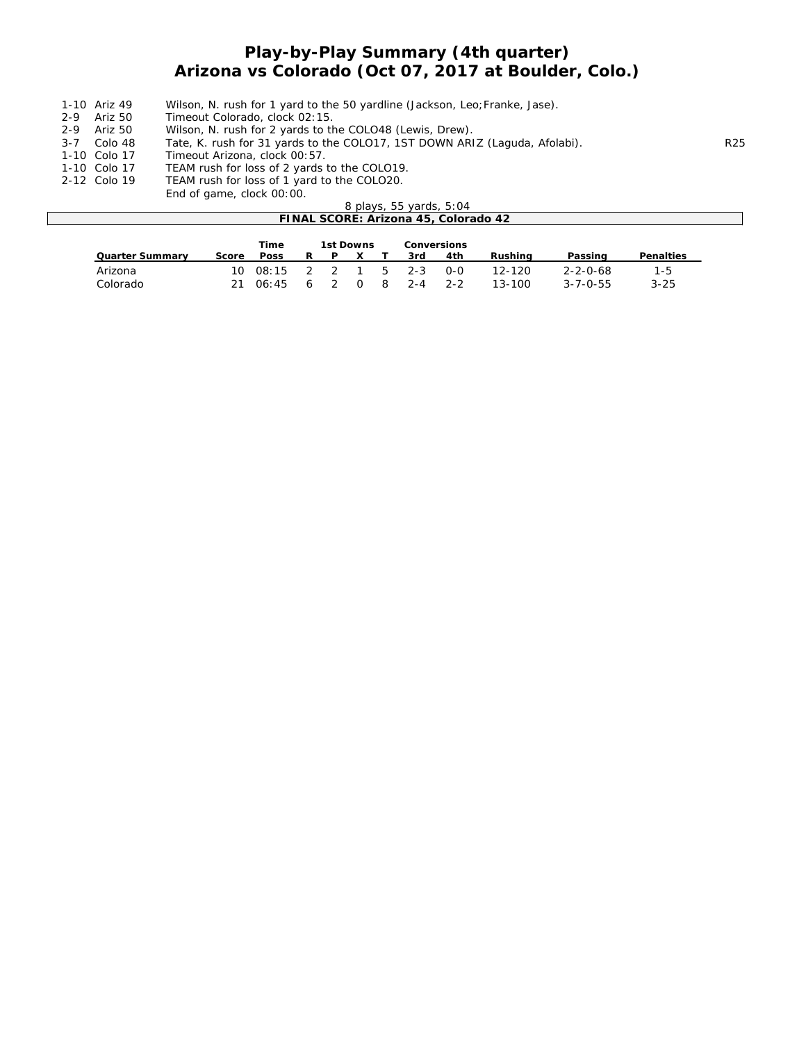# Play-by-Play Summary (4th quarter)
## Arizona vs Colorado (Oct 07, 2017 at Boulder, Colo.)

| | | | |
|---|---|---|---|
| 1-10 | Ariz 49 | Wilson, N. rush for 1 yard to the 50 yardline (Jackson, Leo;Franke, Jase). | |
| 2-9 | Ariz 50 | Timeout Colorado, clock 02:15. | |
| 2-9 | Ariz 50 | Wilson, N. rush for 2 yards to the COLO48 (Lewis, Drew). | |
| 3-7 | Colo 48 | Tate, K. rush for 31 yards to the COLO17, 1ST DOWN ARIZ (Laguda, Afolabi). | R25 |
| 1-10 | Colo 17 | Timeout Arizona, clock 00:57. | |
| 1-10 | Colo 17 | TEAM rush for loss of 2 yards to the COLO19. | |
| 2-12 | Colo 19 | TEAM rush for loss of 1 yard to the COLO20. | |
| | | End of game, clock 00:00. | |

8 plays, 55 yards, 5:04

**FINAL SCORE: Arizona 45, Colorado 42**

| Quarter Summary | Score | Time Poss | 1st Downs R | P | X | T | Conversions 3rd | 4th | Rushing | Passing | Penalties |
|---|---|---|---|---|---|---|---|---|---|---|---|
| Arizona | 10 | 08:15 | 2 | 2 | 1 | 5 | 2-3 | 0-0 | 12-120 | 2-2-0-68 | 1-5 |
| Colorado | 21 | 06:45 | 6 | 2 | 0 | 8 | 2-4 | 2-2 | 13-100 | 3-7-0-55 | 3-25 |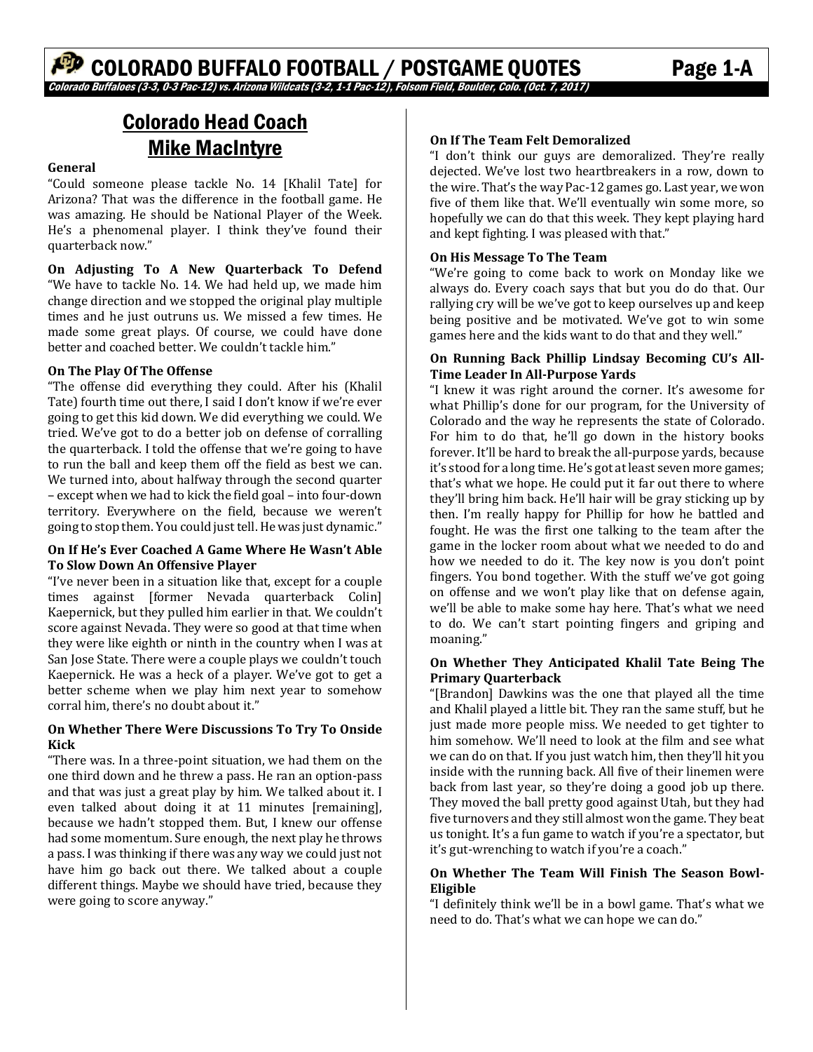# COLORADO BUFFALO FOOTBALL / POSTGAME QUOTES

*Colorado Buffaloes (3-3, 0-3 Pac-12) vs. Arizona Wildcats (3-2, 1-1 Pac-12), Folsom Field, Boulder, Colo. (Oct. 7, 2017)*

## Colorado Head Coach Mike MacIntyre

**General**
"Could someone please tackle No. 14 [Khalil Tate] for Arizona? That was the difference in the football game. He was amazing. He should be National Player of the Week. He's a phenomenal player. I think they've found their quarterback now."

**On Adjusting To A New Quarterback To Defend**
"We have to tackle No. 14. We had held up, we made him change direction and we stopped the original play multiple times and he just outruns us. We missed a few times. He made some great plays. Of course, we could have done better and coached better. We couldn't tackle him."

**On The Play Of The Offense**
"The offense did everything they could. After his (Khalil Tate) fourth time out there, I said I don't know if we're ever going to get this kid down. We did everything we could. We tried. We've got to do a better job on defense of corralling the quarterback. I told the offense that we're going to have to run the ball and keep them off the field as best we can. We turned into, about halfway through the second quarter – except when we had to kick the field goal – into four-down territory. Everywhere on the field, because we weren't going to stop them. You could just tell. He was just dynamic."

**On If He's Ever Coached A Game Where He Wasn't Able To Slow Down An Offensive Player**
"I've never been in a situation like that, except for a couple times against [former Nevada quarterback Colin] Kaepernick, but they pulled him earlier in that. We couldn't score against Nevada. They were so good at that time when they were like eighth or ninth in the country when I was at San Jose State. There were a couple plays we couldn't touch Kaepernick. He was a heck of a player. We've got to get a better scheme when we play him next year to somehow corral him, there's no doubt about it."

**On Whether There Were Discussions To Try To Onside Kick**
"There was. In a three-point situation, we had them on the one third down and he threw a pass. He ran an option-pass and that was just a great play by him. We talked about it. I even talked about doing it at 11 minutes [remaining], because we hadn't stopped them. But, I knew our offense had some momentum. Sure enough, the next play he throws a pass. I was thinking if there was any way we could just not have him go back out there. We talked about a couple different things. Maybe we should have tried, because they were going to score anyway."

**On If The Team Felt Demoralized**
"I don't think our guys are demoralized. They're really dejected. We've lost two heartbreakers in a row, down to the wire. That's the way Pac-12 games go. Last year, we won five of them like that. We'll eventually win some more, so hopefully we can do that this week. They kept playing hard and kept fighting. I was pleased with that."

**On His Message To The Team**
"We're going to come back to work on Monday like we always do. Every coach says that but you do do that. Our rallying cry will be we've got to keep ourselves up and keep being positive and be motivated. We've got to win some games here and the kids want to do that and they well."

**On Running Back Phillip Lindsay Becoming CU's All-Time Leader In All-Purpose Yards**
"I knew it was right around the corner. It's awesome for what Phillip's done for our program, for the University of Colorado and the way he represents the state of Colorado. For him to do that, he'll go down in the history books forever. It'll be hard to break the all-purpose yards, because it's stood for a long time. He's got at least seven more games; that's what we hope. He could put it far out there to where they'll bring him back. He'll hair will be gray sticking up by then. I'm really happy for Phillip for how he battled and fought. He was the first one talking to the team after the game in the locker room about what we needed to do and how we needed to do it. The key now is you don't point fingers. You bond together. With the stuff we've got going on offense and we won't play like that on defense again, we'll be able to make some hay here. That's what we need to do. We can't start pointing fingers and griping and moaning."

**On Whether They Anticipated Khalil Tate Being The Primary Quarterback**
"[Brandon] Dawkins was the one that played all the time and Khalil played a little bit. They ran the same stuff, but he just made more people miss. We needed to get tighter to him somehow. We'll need to look at the film and see what we can do on that. If you just watch him, then they'll hit you inside with the running back. All five of their linemen were back from last year, so they're doing a good job up there. They moved the ball pretty good against Utah, but they had five turnovers and they still almost won the game. They beat us tonight. It's a fun game to watch if you're a spectator, but it's gut-wrenching to watch if you're a coach."

**On Whether The Team Will Finish The Season Bowl-Eligible**
"I definitely think we'll be in a bowl game. That's what we need to do. That's what we can hope we can do."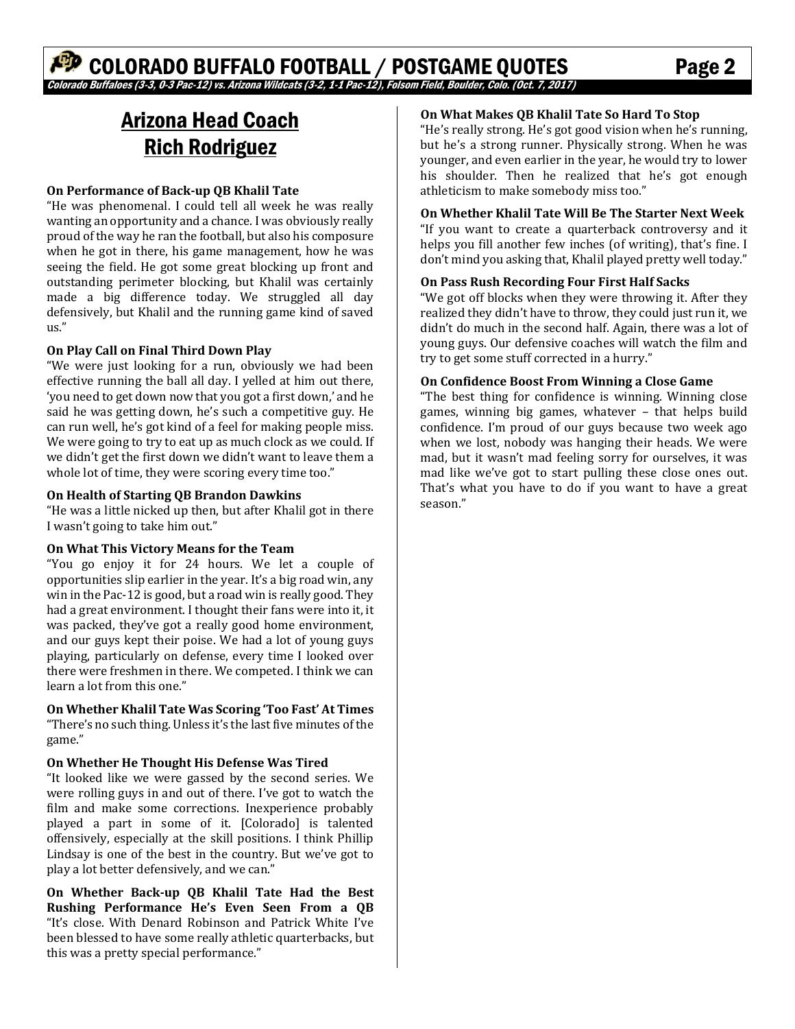# Arizona Head Coach Rich Rodriguez

**On Performance of Back-up QB Khalil Tate**

"He was phenomenal. I could tell all week he was really wanting an opportunity and a chance. I was obviously really proud of the way he ran the football, but also his composure when he got in there, his game management, how he was seeing the field. He got some great blocking up front and outstanding perimeter blocking, but Khalil was certainly made a big difference today. We struggled all day defensively, but Khalil and the running game kind of saved us."

**On Play Call on Final Third Down Play**

"We were just looking for a run, obviously we had been effective running the ball all day. I yelled at him out there, 'you need to get down now that you got a first down,' and he said he was getting down, he's such a competitive guy. He can run well, he's got kind of a feel for making people miss. We were going to try to eat up as much clock as we could. If we didn't get the first down we didn't want to leave them a whole lot of time, they were scoring every time too."

**On Health of Starting QB Brandon Dawkins**

"He was a little nicked up then, but after Khalil got in there I wasn't going to take him out."

**On What This Victory Means for the Team**

"You go enjoy it for 24 hours. We let a couple of opportunities slip earlier in the year. It's a big road win, any win in the Pac-12 is good, but a road win is really good. They had a great environment. I thought their fans were into it, it was packed, they've got a really good home environment, and our guys kept their poise. We had a lot of young guys playing, particularly on defense, every time I looked over there were freshmen in there. We competed. I think we can learn a lot from this one."

**On Whether Khalil Tate Was Scoring 'Too Fast' At Times**

"There's no such thing. Unless it's the last five minutes of the game."

**On Whether He Thought His Defense Was Tired**

"It looked like we were gassed by the second series. We were rolling guys in and out of there. I've got to watch the film and make some corrections. Inexperience probably played a part in some of it. [Colorado] is talented offensively, especially at the skill positions. I think Phillip Lindsay is one of the best in the country. But we've got to play a lot better defensively, and we can."

**On Whether Back-up QB Khalil Tate Had the Best Rushing Performance He's Even Seen From a QB**

"It's close. With Denard Robinson and Patrick White I've been blessed to have some really athletic quarterbacks, but this was a pretty special performance."

**On What Makes QB Khalil Tate So Hard To Stop**

"He's really strong. He's got good vision when he's running, but he's a strong runner. Physically strong. When he was younger, and even earlier in the year, he would try to lower his shoulder. Then he realized that he's got enough athleticism to make somebody miss too."

**On Whether Khalil Tate Will Be The Starter Next Week**

"If you want to create a quarterback controversy and it helps you fill another few inches (of writing), that's fine. I don't mind you asking that, Khalil played pretty well today."

**On Pass Rush Recording Four First Half Sacks**

"We got off blocks when they were throwing it. After they realized they didn't have to throw, they could just run it, we didn't do much in the second half. Again, there was a lot of young guys. Our defensive coaches will watch the film and try to get some stuff corrected in a hurry."

**On Confidence Boost From Winning a Close Game**

"The best thing for confidence is winning. Winning close games, winning big games, whatever – that helps build confidence. I'm proud of our guys because two week ago when we lost, nobody was hanging their heads. We were mad, but it wasn't mad feeling sorry for ourselves, it was mad like we've got to start pulling these close ones out. That's what you have to do if you want to have a great season."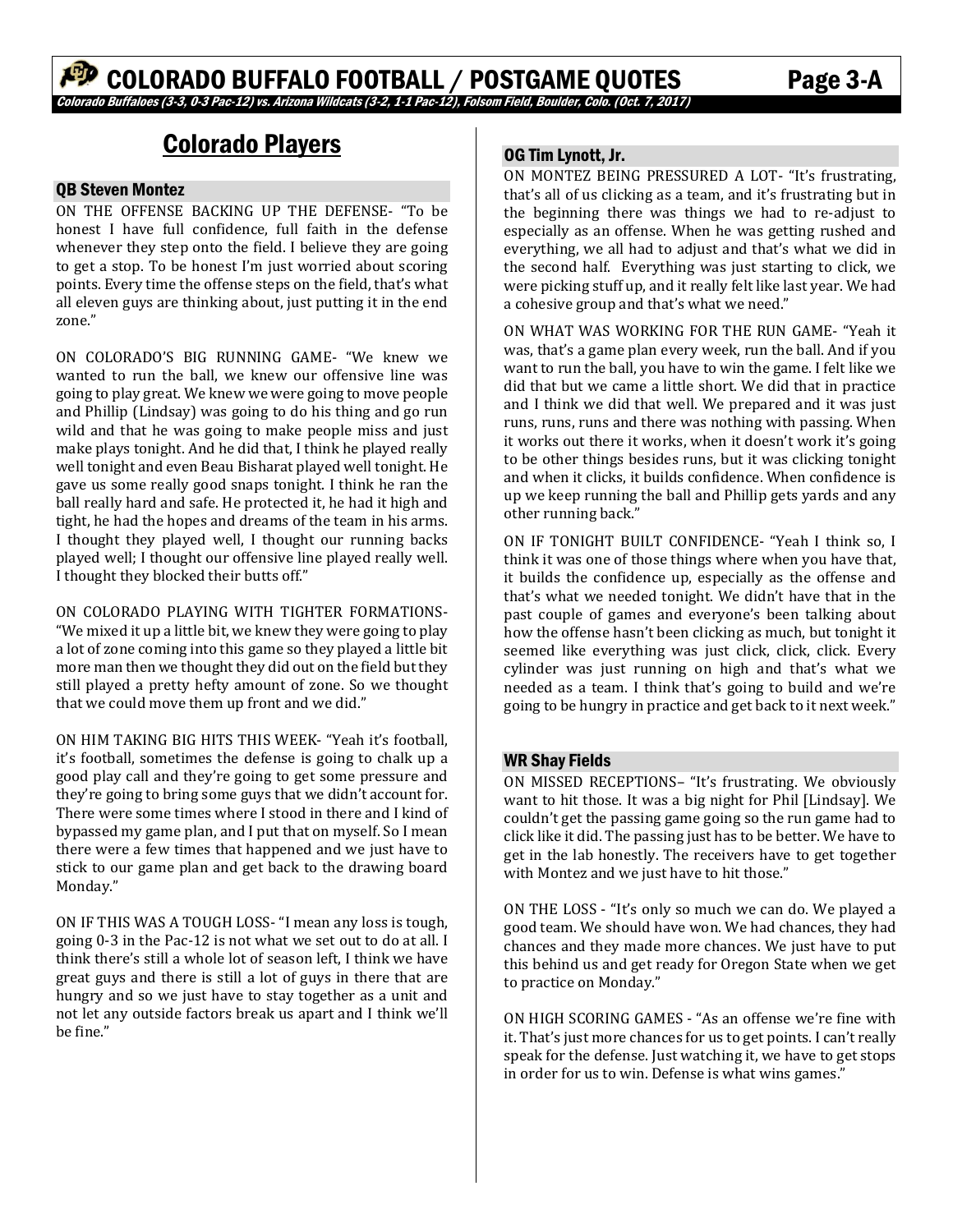## Colorado Players

### QB Steven Montez

ON THE OFFENSE BACKING UP THE DEFENSE- "To be honest I have full confidence, full faith in the defense whenever they step onto the field. I believe they are going to get a stop. To be honest I'm just worried about scoring points. Every time the offense steps on the field, that's what all eleven guys are thinking about, just putting it in the end zone."

ON COLORADO'S BIG RUNNING GAME- "We knew we wanted to run the ball, we knew our offensive line was going to play great. We knew we were going to move people and Phillip (Lindsay) was going to do his thing and go run wild and that he was going to make people miss and just make plays tonight. And he did that, I think he played really well tonight and even Beau Bisharat played well tonight. He gave us some really good snaps tonight. I think he ran the ball really hard and safe. He protected it, he had it high and tight, he had the hopes and dreams of the team in his arms. I thought they played well, I thought our running backs played well; I thought our offensive line played really well. I thought they blocked their butts off."

ON COLORADO PLAYING WITH TIGHTER FORMATIONS- "We mixed it up a little bit, we knew they were going to play a lot of zone coming into this game so they played a little bit more man then we thought they did out on the field but they still played a pretty hefty amount of zone. So we thought that we could move them up front and we did."

ON HIM TAKING BIG HITS THIS WEEK- "Yeah it's football, it's football, sometimes the defense is going to chalk up a good play call and they're going to get some pressure and they're going to bring some guys that we didn't account for. There were some times where I stood in there and I kind of bypassed my game plan, and I put that on myself. So I mean there were a few times that happened and we just have to stick to our game plan and get back to the drawing board Monday."

ON IF THIS WAS A TOUGH LOSS- "I mean any loss is tough, going 0-3 in the Pac-12 is not what we set out to do at all. I think there's still a whole lot of season left, I think we have great guys and there is still a lot of guys in there that are hungry and so we just have to stay together as a unit and not let any outside factors break us apart and I think we'll be fine."

### OG Tim Lynott, Jr.

ON MONTEZ BEING PRESSURED A LOT- "It's frustrating, that's all of us clicking as a team, and it's frustrating but in the beginning there was things we had to re-adjust to especially as an offense. When he was getting rushed and everything, we all had to adjust and that's what we did in the second half. Everything was just starting to click, we were picking stuff up, and it really felt like last year. We had a cohesive group and that's what we need."

ON WHAT WAS WORKING FOR THE RUN GAME- "Yeah it was, that's a game plan every week, run the ball. And if you want to run the ball, you have to win the game. I felt like we did that but we came a little short. We did that in practice and I think we did that well. We prepared and it was just runs, runs, runs and there was nothing with passing. When it works out there it works, when it doesn't work it's going to be other things besides runs, but it was clicking tonight and when it clicks, it builds confidence. When confidence is up we keep running the ball and Phillip gets yards and any other running back."

ON IF TONIGHT BUILT CONFIDENCE- "Yeah I think so, I think it was one of those things where when you have that, it builds the confidence up, especially as the offense and that's what we needed tonight. We didn't have that in the past couple of games and everyone's been talking about how the offense hasn't been clicking as much, but tonight it seemed like everything was just click, click, click. Every cylinder was just running on high and that's what we needed as a team. I think that's going to build and we're going to be hungry in practice and get back to it next week."

### WR Shay Fields

ON MISSED RECEPTIONS– "It's frustrating. We obviously want to hit those. It was a big night for Phil [Lindsay]. We couldn't get the passing game going so the run game had to click like it did. The passing just has to be better. We have to get in the lab honestly. The receivers have to get together with Montez and we just have to hit those."

ON THE LOSS - "It's only so much we can do. We played a good team. We should have won. We had chances, they had chances and they made more chances. We just have to put this behind us and get ready for Oregon State when we get to practice on Monday."

ON HIGH SCORING GAMES - "As an offense we're fine with it. That's just more chances for us to get points. I can't really speak for the defense. Just watching it, we have to get stops in order for us to win. Defense is what wins games."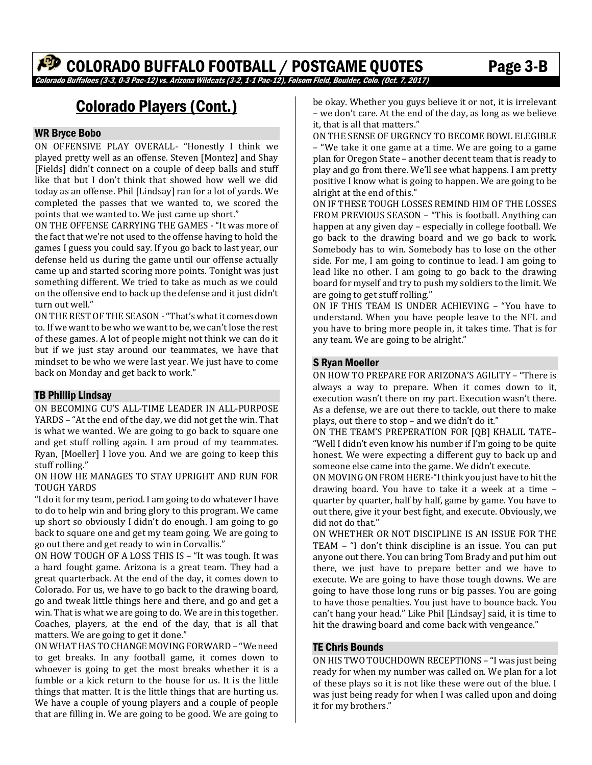# COLORADO BUFFALO FOOTBALL / POSTGAME QUOTES Page 3-B

*Colorado Buffaloes (3-3, 0-3 Pac-12) vs. Arizona Wildcats (3-2, 1-1 Pac-12), Folsom Field, Boulder, Colo. (Oct. 7, 2017)*

## Colorado Players (Cont.)

### WR Bryce Bobo

ON OFFENSIVE PLAY OVERALL- "Honestly I think we played pretty well as an offense. Steven [Montez] and Shay [Fields] didn't connect on a couple of deep balls and stuff like that but I don't think that showed how well we did today as an offense. Phil [Lindsay] ran for a lot of yards. We completed the passes that we wanted to, we scored the points that we wanted to. We just came up short."

ON THE OFFENSE CARRYING THE GAMES - "It was more of the fact that we're not used to the offense having to hold the games I guess you could say. If you go back to last year, our defense held us during the game until our offense actually came up and started scoring more points. Tonight was just something different. We tried to take as much as we could on the offensive end to back up the defense and it just didn't turn out well."

ON THE REST OF THE SEASON - "That's what it comes down to. If we want to be who we want to be, we can't lose the rest of these games. A lot of people might not think we can do it but if we just stay around our teammates, we have that mindset to be who we were last year. We just have to come back on Monday and get back to work."

### TB Phillip Lindsay

ON BECOMING CU'S ALL-TIME LEADER IN ALL-PURPOSE YARDS – "At the end of the day, we did not get the win. That is what we wanted. We are going to go back to square one and get stuff rolling again. I am proud of my teammates. Ryan, [Moeller] I love you. And we are going to keep this stuff rolling."

ON HOW HE MANAGES TO STAY UPRIGHT AND RUN FOR TOUGH YARDS

"I do it for my team, period. I am going to do whatever I have to do to help win and bring glory to this program. We came up short so obviously I didn't do enough. I am going to go back to square one and get my team going. We are going to go out there and get ready to win in Corvallis."

ON HOW TOUGH OF A LOSS THIS IS – "It was tough. It was a hard fought game. Arizona is a great team. They had a great quarterback. At the end of the day, it comes down to Colorado. For us, we have to go back to the drawing board, go and tweak little things here and there, and go and get a win. That is what we are going to do. We are in this together. Coaches, players, at the end of the day, that is all that matters. We are going to get it done."

ON WHAT HAS TO CHANGE MOVING FORWARD – "We need to get breaks. In any football game, it comes down to whoever is going to get the most breaks whether it is a fumble or a kick return to the house for us. It is the little things that matter. It is the little things that are hurting us. We have a couple of young players and a couple of people that are filling in. We are going to be good. We are going to be okay. Whether you guys believe it or not, it is irrelevant – we don't care. At the end of the day, as long as we believe it, that is all that matters."

ON THE SENSE OF URGENCY TO BECOME BOWL ELEGIBLE – "We take it one game at a time. We are going to a game plan for Oregon State – another decent team that is ready to play and go from there. We'll see what happens. I am pretty positive I know what is going to happen. We are going to be alright at the end of this."

ON IF THESE TOUGH LOSSES REMIND HIM OF THE LOSSES FROM PREVIOUS SEASON – "This is football. Anything can happen at any given day – especially in college football. We go back to the drawing board and we go back to work. Somebody has to win. Somebody has to lose on the other side. For me, I am going to continue to lead. I am going to lead like no other. I am going to go back to the drawing board for myself and try to push my soldiers to the limit. We are going to get stuff rolling."

ON IF THIS TEAM IS UNDER ACHIEVING – "You have to understand. When you have people leave to the NFL and you have to bring more people in, it takes time. That is for any team. We are going to be alright."

### S Ryan Moeller

ON HOW TO PREPARE FOR ARIZONA'S AGILITY – "There is always a way to prepare. When it comes down to it, execution wasn't there on my part. Execution wasn't there. As a defense, we are out there to tackle, out there to make plays, out there to stop – and we didn't do it."

ON THE TEAM'S PREPERATION FOR [QB] KHALIL TATE– "Well I didn't even know his number if I'm going to be quite honest. We were expecting a different guy to back up and someone else came into the game. We didn't execute.

ON MOVING ON FROM HERE-"I think you just have to hit the drawing board. You have to take it a week at a time – quarter by quarter, half by half, game by game. You have to out there, give it your best fight, and execute. Obviously, we did not do that."

ON WHETHER OR NOT DISCIPLINE IS AN ISSUE FOR THE TEAM – "I don't think discipline is an issue. You can put anyone out there. You can bring Tom Brady and put him out there, we just have to prepare better and we have to execute. We are going to have those tough downs. We are going to have those long runs or big passes. You are going to have those penalties. You just have to bounce back. You can't hang your head." Like Phil [Lindsay] said, it is time to hit the drawing board and come back with vengeance."

### TE Chris Bounds

ON HIS TWO TOUCHDOWN RECEPTIONS – "I was just being ready for when my number was called on. We plan for a lot of these plays so it is not like these were out of the blue. I was just being ready for when I was called upon and doing it for my brothers."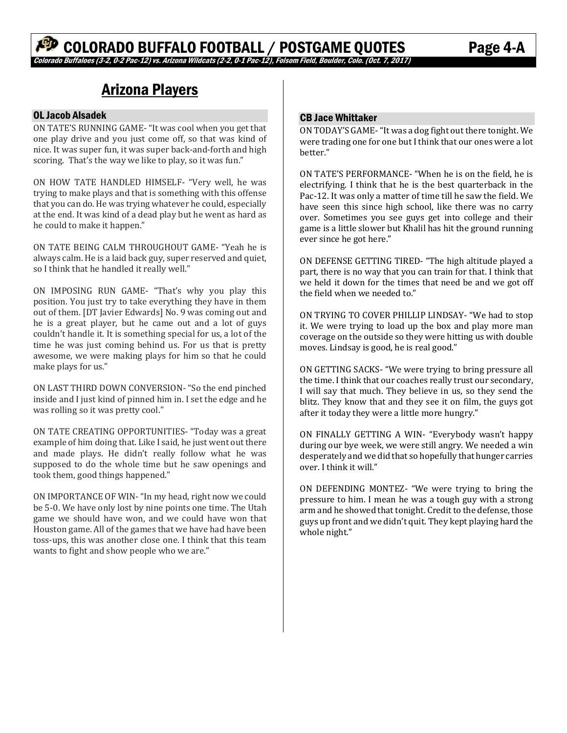## Arizona Players

### OL Jacob Alsadek

ON TATE'S RUNNING GAME- "It was cool when you get that one play drive and you just come off, so that was kind of nice. It was super fun, it was super back-and-forth and high scoring. That's the way we like to play, so it was fun."

ON HOW TATE HANDLED HIMSELF- "Very well, he was trying to make plays and that is something with this offense that you can do. He was trying whatever he could, especially at the end. It was kind of a dead play but he went as hard as he could to make it happen."

ON TATE BEING CALM THROUGHOUT GAME- "Yeah he is always calm. He is a laid back guy, super reserved and quiet, so I think that he handled it really well."

ON IMPOSING RUN GAME- "That's why you play this position. You just try to take everything they have in them out of them. [DT Javier Edwards] No. 9 was coming out and he is a great player, but he came out and a lot of guys couldn't handle it. It is something special for us, a lot of the time he was just coming behind us. For us that is pretty awesome, we were making plays for him so that he could make plays for us."

ON LAST THIRD DOWN CONVERSION- "So the end pinched inside and I just kind of pinned him in. I set the edge and he was rolling so it was pretty cool."

ON TATE CREATING OPPORTUNITIES- "Today was a great example of him doing that. Like I said, he just went out there and made plays. He didn't really follow what he was supposed to do the whole time but he saw openings and took them, good things happened."

ON IMPORTANCE OF WIN- "In my head, right now we could be 5-0. We have only lost by nine points one time. The Utah game we should have won, and we could have won that Houston game. All of the games that we have had have been toss-ups, this was another close one. I think that this team wants to fight and show people who we are."

### CB Jace Whittaker

ON TODAY'S GAME- "It was a dog fight out there tonight. We were trading one for one but I think that our ones were a lot better."

ON TATE'S PERFORMANCE- "When he is on the field, he is electrifying. I think that he is the best quarterback in the Pac-12. It was only a matter of time till he saw the field. We have seen this since high school, like there was no carry over. Sometimes you see guys get into college and their game is a little slower but Khalil has hit the ground running ever since he got here."

ON DEFENSE GETTING TIRED- "The high altitude played a part, there is no way that you can train for that. I think that we held it down for the times that need be and we got off the field when we needed to."

ON TRYING TO COVER PHILLIP LINDSAY- "We had to stop it. We were trying to load up the box and play more man coverage on the outside so they were hitting us with double moves. Lindsay is good, he is real good."

ON GETTING SACKS- "We were trying to bring pressure all the time. I think that our coaches really trust our secondary, I will say that much. They believe in us, so they send the blitz. They know that and they see it on film, the guys got after it today they were a little more hungry."

ON FINALLY GETTING A WIN- "Everybody wasn't happy during our bye week, we were still angry. We needed a win desperately and we did that so hopefully that hunger carries over. I think it will."

ON DEFENDING MONTEZ- "We were trying to bring the pressure to him. I mean he was a tough guy with a strong arm and he showed that tonight. Credit to the defense, those guys up front and we didn't quit. They kept playing hard the whole night."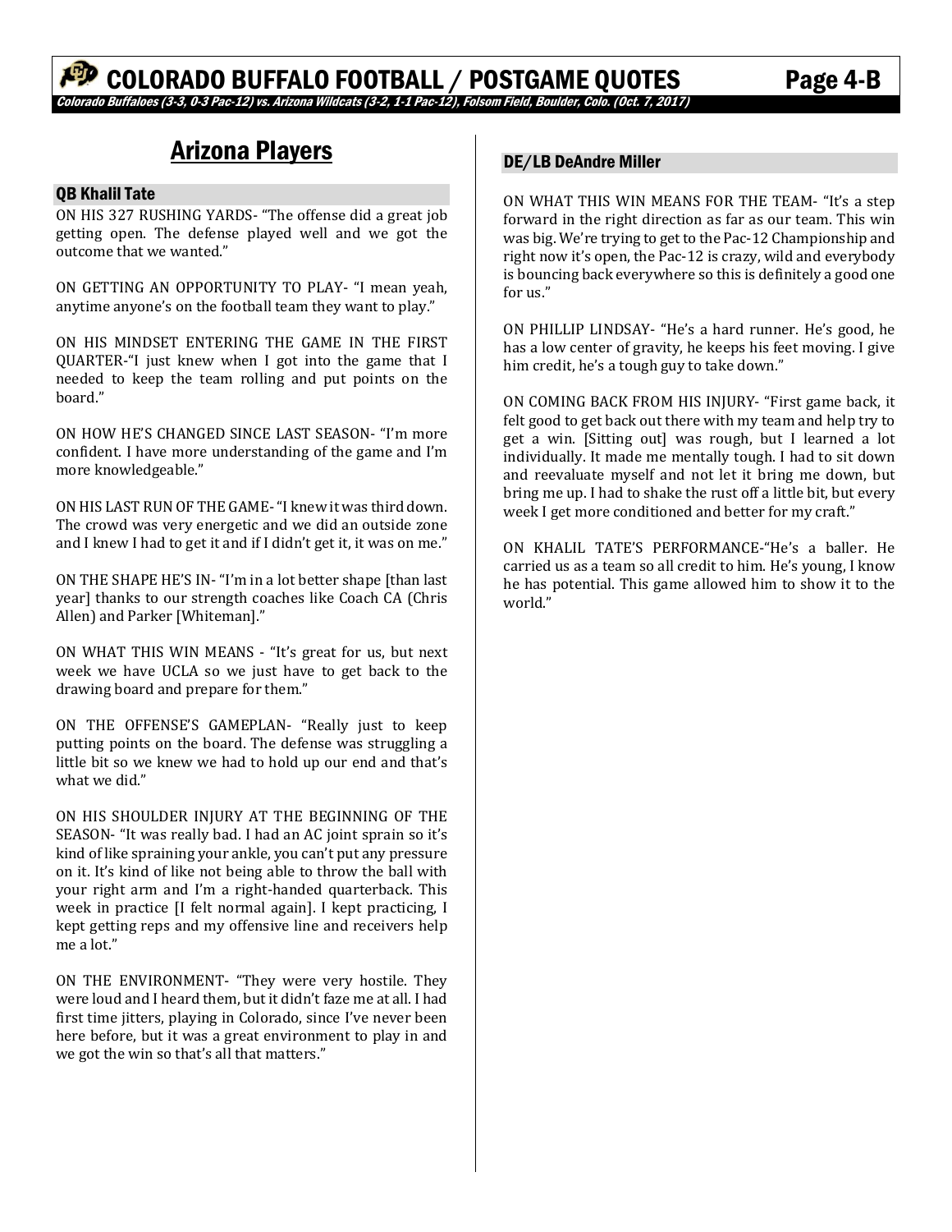## Arizona Players

### QB Khalil Tate

ON HIS 327 RUSHING YARDS- "The offense did a great job getting open. The defense played well and we got the outcome that we wanted."

ON GETTING AN OPPORTUNITY TO PLAY- "I mean yeah, anytime anyone's on the football team they want to play."

ON HIS MINDSET ENTERING THE GAME IN THE FIRST QUARTER-"I just knew when I got into the game that I needed to keep the team rolling and put points on the board."

ON HOW HE'S CHANGED SINCE LAST SEASON- "I'm more confident. I have more understanding of the game and I'm more knowledgeable."

ON HIS LAST RUN OF THE GAME- "I knew it was third down. The crowd was very energetic and we did an outside zone and I knew I had to get it and if I didn't get it, it was on me."

ON THE SHAPE HE'S IN- "I'm in a lot better shape [than last year] thanks to our strength coaches like Coach CA (Chris Allen) and Parker [Whiteman]."

ON WHAT THIS WIN MEANS - "It's great for us, but next week we have UCLA so we just have to get back to the drawing board and prepare for them."

ON THE OFFENSE'S GAMEPLAN- "Really just to keep putting points on the board. The defense was struggling a little bit so we knew we had to hold up our end and that's what we did."

ON HIS SHOULDER INJURY AT THE BEGINNING OF THE SEASON- "It was really bad. I had an AC joint sprain so it's kind of like spraining your ankle, you can't put any pressure on it. It's kind of like not being able to throw the ball with your right arm and I'm a right-handed quarterback. This week in practice [I felt normal again]. I kept practicing, I kept getting reps and my offensive line and receivers help me a lot."

ON THE ENVIRONMENT- "They were very hostile. They were loud and I heard them, but it didn't faze me at all. I had first time jitters, playing in Colorado, since I've never been here before, but it was a great environment to play in and we got the win so that's all that matters."

### DE/LB DeAndre Miller

ON WHAT THIS WIN MEANS FOR THE TEAM- "It's a step forward in the right direction as far as our team. This win was big. We're trying to get to the Pac-12 Championship and right now it's open, the Pac-12 is crazy, wild and everybody is bouncing back everywhere so this is definitely a good one for us."

ON PHILLIP LINDSAY- "He's a hard runner. He's good, he has a low center of gravity, he keeps his feet moving. I give him credit, he's a tough guy to take down."

ON COMING BACK FROM HIS INJURY- "First game back, it felt good to get back out there with my team and help try to get a win. [Sitting out] was rough, but I learned a lot individually. It made me mentally tough. I had to sit down and reevaluate myself and not let it bring me down, but bring me up. I had to shake the rust off a little bit, but every week I get more conditioned and better for my craft."

ON KHALIL TATE'S PERFORMANCE-"He's a baller. He carried us as a team so all credit to him. He's young, I know he has potential. This game allowed him to show it to the world."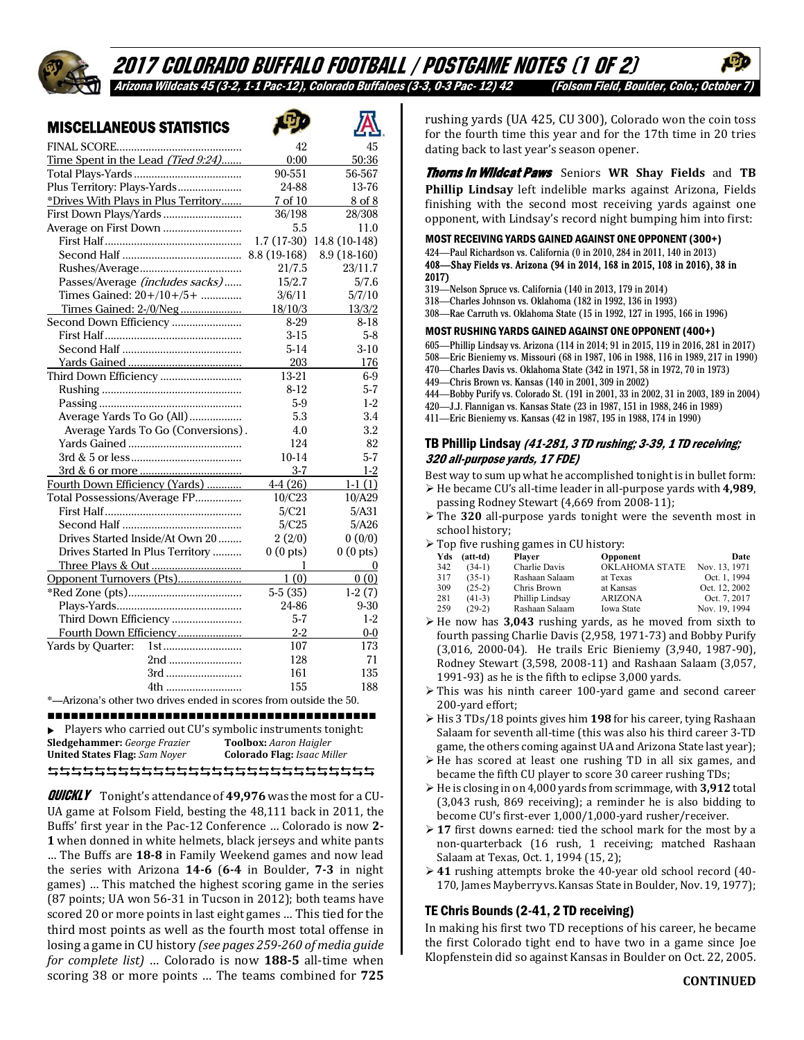# 2017 COLORADO BUFFALO FOOTBALL / POSTGAME NOTES (1 OF 2)

*Arizona Wildcats 45 (3-2, 1-1 Pac-12), Colorado Buffaloes (3-3, 0-3 Pac- 12) 42 (Folsom Field, Boulder, Colo.; October 7)*

## MISCELLANEOUS STATISTICS

| | CU | UA |
|---|---|---|
| FINAL SCORE | 42 | 45 |
| Time Spent in the Lead *(Tied 9:24)* | 0:00 | 50:36 |
| Total Plays-Yards | 90-551 | 56-567 |
| Plus Territory: Plays-Yards | 24-88 | 13-76 |
| *Drives With Plays in Plus Territory | 7 of 10 | 8 of 8 |
| First Down Plays/Yards | 36/198 | 28/308 |
| Average on First Down | 5.5 | 11.0 |
| First Half | 1.7 (17-30) | 14.8 (10-148) |
| Second Half | 8.8 (19-168) | 8.9 (18-160) |
| Rushes/Average | 21/7.5 | 23/11.7 |
| Passes/Average *(includes sacks)* | 15/2.7 | 5/7.6 |
| Times Gained: 20+/10+/5+ | 3/6/11 | 5/7/10 |
| Times Gained: 2-/0/Neg | 18/10/3 | 13/3/2 |
| Second Down Efficiency | 8-29 | 8-18 |
| First Half | 3-15 | 5-8 |
| Second Half | 5-14 | 3-10 |
| Yards Gained | 203 | 176 |
| Third Down Efficiency | 13-21 | 6-9 |
| Rushing | 8-12 | 5-7 |
| Passing | 5-9 | 1-2 |
| Average Yards To Go (All) | 5.3 | 3.4 |
| Average Yards To Go (Conversions) | 4.0 | 3.2 |
| Yards Gained | 124 | 82 |
| 3rd & 5 or less | 10-14 | 5-7 |
| 3rd & 6 or more | 3-7 | 1-2 |
| Fourth Down Efficiency (Yards) | 4-4 (26) | 1-1 (1) |
| Total Possessions/Average FP | 10/C23 | 10/A29 |
| First Half | 5/C21 | 5/A31 |
| Second Half | 5/C25 | 5/A26 |
| Drives Started Inside/At Own 20 | 2 (2/0) | 0 (0/0) |
| Drives Started In Plus Territory | 0 (0 pts) | 0 (0 pts) |
| Three Plays & Out | 1 | 0 |
| Opponent Turnovers (Pts) | 1 (0) | 0 (0) |
| *Red Zone (pts) | 5-5 (35) | 1-2 (7) |
| Plays-Yards | 24-86 | 9-30 |
| Third Down Efficiency | 5-7 | 1-2 |
| Fourth Down Efficiency | 2-2 | 0-0 |
| Yards by Quarter: 1st | 107 | 173 |
| 2nd | 128 | 71 |
| 3rd | 161 | 135 |
| 4th | 155 | 188 |

*—Arizona's other two drives ended in scores from outside the 50.

▸ Players who carried out CU's symbolic instruments tonight:
**Sledgehammer:** *George Frazier* **Toolbox:** *Aaron Haigler*
**United States Flag:** *Sam Noyer* **Colorado Flag:** *Isaac Miller*

***QUICKLY*** Tonight's attendance of **49,976** was the most for a CU-UA game at Folsom Field, besting the 48,111 back in 2011, the Buffs' first year in the Pac-12 Conference … Colorado is now **2-1** when donned in white helmets, black jerseys and white pants … The Buffs are **18-8** in Family Weekend games and now lead the series with Arizona **14-6** (**6-4** in Boulder, **7-3** in night games) … This matched the highest scoring game in the series (87 points; UA won 56-31 in Tucson in 2012); both teams have scored 20 or more points in last eight games … This tied for the third most points as well as the fourth most total offense in losing a game in CU history *(see pages 259-260 of media guide for complete list)* … Colorado is now **188-5** all-time when scoring 38 or more points … The teams combined for **725** rushing yards (UA 425, CU 300), Colorado won the coin toss for the fourth time this year and for the 17th time in 20 tries dating back to last year's season opener.

***Thorns In Wildcat Paws*** Seniors **WR Shay Fields** and **TB Phillip Lindsay** left indelible marks against Arizona, Fields finishing with the second most receiving yards against one opponent, with Lindsay's record night bumping him into first:

**MOST RECEIVING YARDS GAINED AGAINST ONE OPPONENT (300+)**
424—Paul Richardson vs. California (0 in 2010, 284 in 2011, 140 in 2013)
**408—Shay Fields vs. Arizona (94 in 2014, 168 in 2015, 108 in 2016), 38 in 2017)**
319—Nelson Spruce vs. California (140 in 2013, 179 in 2014)
318—Charles Johnson vs. Oklahoma (182 in 1992, 136 in 1993)
308—Rae Carruth vs. Oklahoma State (15 in 1992, 127 in 1995, 166 in 1996)

**MOST RUSHING YARDS GAINED AGAINST ONE OPPONENT (400+)**
605—Phillip Lindsay vs. Arizona (114 in 2014; 91 in 2015, 119 in 2016, 281 in 2017)
508—Eric Bieniemy vs. Missouri (68 in 1987, 106 in 1988, 116 in 1989, 217 in 1990)
470—Charles Davis vs. Oklahoma State (342 in 1971, 58 in 1972, 70 in 1973)
449—Chris Brown vs. Kansas (140 in 2001, 309 in 2002)
444—Bobby Purify vs. Colorado St. (191 in 2001, 33 in 2002, 31 in 2003, 189 in 2004)
420—J.J. Flannigan vs. Kansas State (23 in 1987, 151 in 1988, 246 in 1989)
411—Eric Bieniemy vs. Kansas (42 in 1987, 195 in 1988, 174 in 1990)

### TB Phillip Lindsay *(41-281, 3 TD rushing; 3-39, 1 TD receiving; 320 all-purpose yards, 17 FDE)*

Best way to sum up what he accomplished tonight is in bullet form:

- He became CU's all-time leader in all-purpose yards with **4,989**, passing Rodney Stewart (4,669 from 2008-11);
- The **320** all-purpose yards tonight were the seventh most in school history;
- Top five rushing games in CU history:

| Yds | (att-td) | Player | Opponent | Date |
|---|---|---|---|---|
| 342 | (34-1) | Charlie Davis | OKLAHOMA STATE | Nov. 13, 1971 |
| 317 | (35-1) | Rashaan Salaam | at Texas | Oct. 1, 1994 |
| 309 | (25-2) | Chris Brown | at Kansas | Oct. 12, 2002 |
| 281 | (41-3) | Phillip Lindsay | ARIZONA | Oct. 7, 2017 |
| 259 | (29-2) | Rashaan Salaam | Iowa State | Nov. 19, 1994 |

- He now has **3,043** rushing yards, as he moved from sixth to fourth passing Charlie Davis (2,958, 1971-73) and Bobby Purify (3,016, 2000-04). He trails Eric Bieniemy (3,940, 1987-90), Rodney Stewart (3,598, 2008-11) and Rashaan Salaam (3,057, 1991-93) as he is the fifth to eclipse 3,000 yards.
- This was his ninth career 100-yard game and second career 200-yard effort;
- His 3 TDs/18 points gives him **198** for his career, tying Rashaan Salaam for seventh all-time (this was also his third career 3-TD game, the others coming against UA and Arizona State last year);
- He has scored at least one rushing TD in all six games, and became the fifth CU player to score 30 career rushing TDs;
- He is closing in on 4,000 yards from scrimmage, with **3,912** total (3,043 rush, 869 receiving); a reminder he is also bidding to become CU's first-ever 1,000/1,000-yard rusher/receiver.
- **17** first downs earned: tied the school mark for the most by a non-quarterback (16 rush, 1 receiving; matched Rashaan Salaam at Texas, Oct. 1, 1994 (15, 2);
- **41** rushing attempts broke the 40-year old school record (40-170, James Mayberry vs. Kansas State in Boulder, Nov. 19, 1977);

### TE Chris Bounds (2-41, 2 TD receiving)

In making his first two TD receptions of his career, he became the first Colorado tight end to have two in a game since Joe Klopfenstein did so against Kansas in Boulder on Oct. 22, 2005.

**CONTINUED**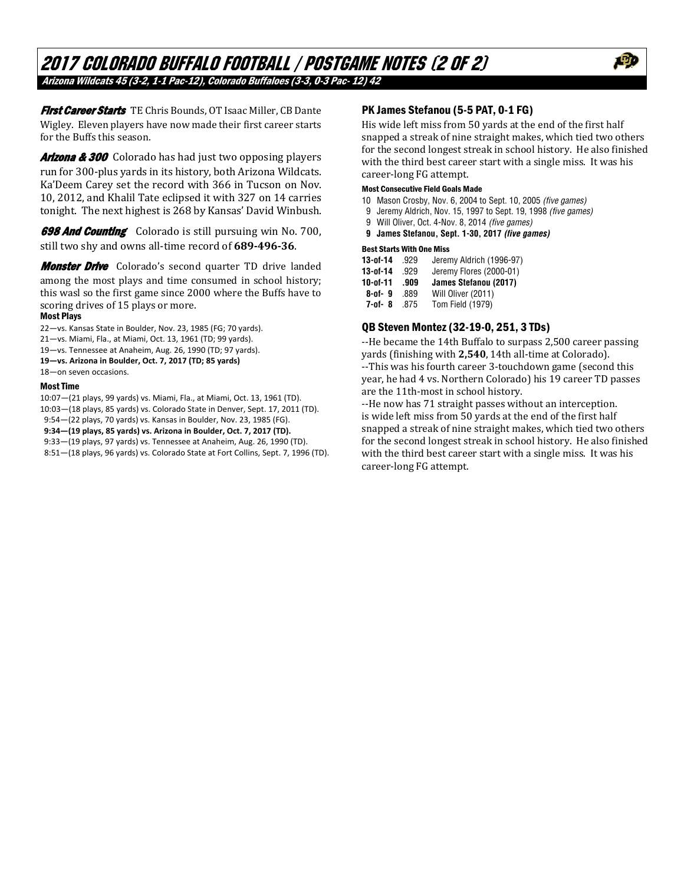# 2017 COLORADO BUFFALO FOOTBALL / POSTGAME NOTES (2 OF 2)

***Arizona Wildcats 45 (3-2, 1-1 Pac-12), Colorado Buffaloes (3-3, 0-3 Pac- 12) 42***

***First Career Starts*** TE Chris Bounds, OT Isaac Miller, CB Dante Wigley. Eleven players have now made their first career starts for the Buffs this season.

***Arizona & 300*** Colorado has had just two opposing players run for 300-plus yards in its history, both Arizona Wildcats. Ka'Deem Carey set the record with 366 in Tucson on Nov. 10, 2012, and Khalil Tate eclipsed it with 327 on 14 carries tonight. The next highest is 268 by Kansas' David Winbush.

***698 And Counting*** Colorado is still pursuing win No. 700, still two shy and owns all-time record of **689-496-36**.

***Monster Drive*** Colorado's second quarter TD drive landed among the most plays and time consumed in school history; this wasl so the first game since 2000 where the Buffs have to scoring drives of 15 plays or more.

**Most Plays**

22—vs. Kansas State in Boulder, Nov. 23, 1985 (FG; 70 yards).
21—vs. Miami, Fla., at Miami, Oct. 13, 1961 (TD; 99 yards).
19—vs. Tennessee at Anaheim, Aug. 26, 1990 (TD; 97 yards).
**19—vs. Arizona in Boulder, Oct. 7, 2017 (TD; 85 yards)**
18—on seven occasions.

**Most Time**

10:07—(21 plays, 99 yards) vs. Miami, Fla., at Miami, Oct. 13, 1961 (TD).
10:03—(18 plays, 85 yards) vs. Colorado State in Denver, Sept. 17, 2011 (TD).
9:54—(22 plays, 70 yards) vs. Kansas in Boulder, Nov. 23, 1985 (FG).
**9:34—(19 plays, 85 yards) vs. Arizona in Boulder, Oct. 7, 2017 (TD).**
9:33—(19 plays, 97 yards) vs. Tennessee at Anaheim, Aug. 26, 1990 (TD).
8:51—(18 plays, 96 yards) vs. Colorado State at Fort Collins, Sept. 7, 1996 (TD).

## PK James Stefanou (5-5 PAT, 0-1 FG)

His wide left miss from 50 yards at the end of the first half snapped a streak of nine straight makes, which tied two others for the second longest streak in school history. He also finished with the third best career start with a single miss. It was his career-long FG attempt.

**Most Consecutive Field Goals Made**

10 Mason Crosby, Nov. 6, 2004 to Sept. 10, 2005 *(five games)*
9 Jeremy Aldrich, Nov. 15, 1997 to Sept. 19, 1998 *(five games)*
9 Will Oliver, Oct. 4-Nov. 8, 2014 *(five games)*
**9 James Stefanou, Sept. 1-30, 2017** ***(five games)***

**Best Starts With One Miss**

| | | |
|---|---|---|
| **13-of-14** | .929 | Jeremy Aldrich (1996-97) |
| **13-of-14** | .929 | Jeremy Flores (2000-01) |
| **10-of-11** | **.909** | **James Stefanou (2017)** |
| **8-of- 9** | .889 | Will Oliver (2011) |
| **7-of- 8** | .875 | Tom Field (1979) |

## QB Steven Montez (32-19-0, 251, 3 TDs)

--He became the 14th Buffalo to surpass 2,500 career passing yards (finishing with **2,540**, 14th all-time at Colorado).
--This was his fourth career 3-touchdown game (second this year, he had 4 vs. Northern Colorado) his 19 career TD passes are the 11th-most in school history.
--He now has 71 straight passes without an interception.
is wide left miss from 50 yards at the end of the first half snapped a streak of nine straight makes, which tied two others for the second longest streak in school history. He also finished with the third best career start with a single miss. It was his career-long FG attempt.